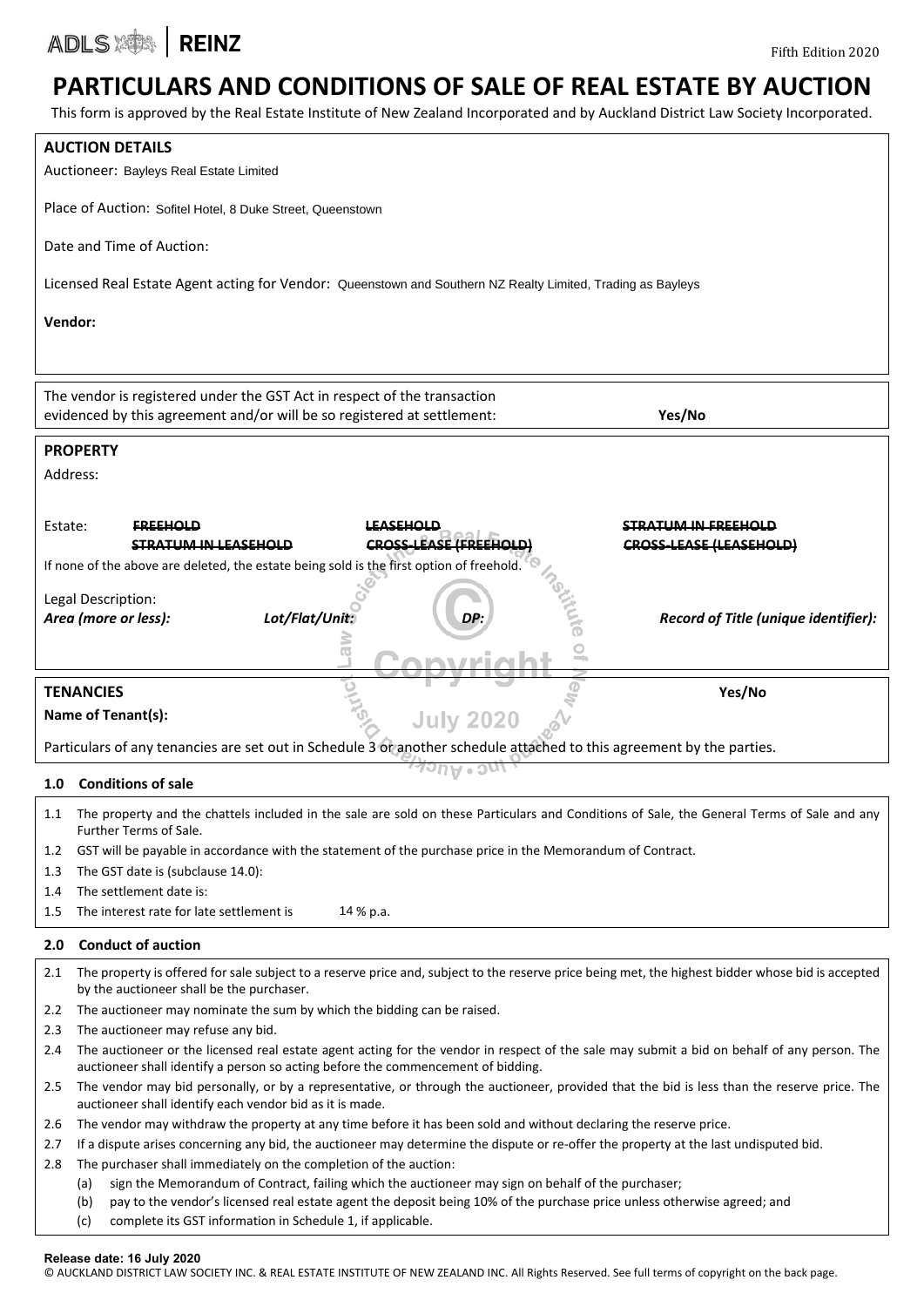ADLS | REINZ

Fifth Edition 2020

# PARTICULARS AND CONDITIONS OF SALE OF REAL ESTATE BY AUCTION

This form is approved by the Real Estate Institute of New Zealand Incorporated and by Auckland District Law Society Incorporated.

## AUCTION DETAILS

Auctioneer: Bayleys Real Estate Limited

Place of Auction: Sofitel Hotel, 8 Duke Street, Queenstown

Date and Time of Auction:

Licensed Real Estate Agent acting for Vendor: Queenstown and Southern NZ Realty Limited, Trading as Bayleys

**Vendor:**

The vendor is registered under the GST Act in respect of the transaction evidenced by this agreement and/or will be so registered at settlement: **Yes/No**

## PROPERTY

Address:

Estate: ~~FREEHOLD~~ ~~LEASEHOLD~~ ~~STRATUM IN FREEHOLD~~ ~~STRATUM IN LEASEHOLD~~ ~~CROSS-LEASE (FREEHOLD)~~ ~~CROSS-LEASE (LEASEHOLD)~~

If none of the above are deleted, the estate being sold is the first option of freehold.

Legal Description:

| *Area (more or less):* | *Lot/Flat/Unit:* | *DP:* | *Record of Title (unique identifier):* |
|---|---|---|---|
| | | | |

## TENANCIES

**Yes/No**

**Name of Tenant(s):**

Particulars of any tenancies are set out in Schedule 3 or another schedule attached to this agreement by the parties.

### 1.0 Conditions of sale

1.1 The property and the chattels included in the sale are sold on these Particulars and Conditions of Sale, the General Terms of Sale and any Further Terms of Sale.

1.2 GST will be payable in accordance with the statement of the purchase price in the Memorandum of Contract.

1.3 The GST date is (subclause 14.0):

1.4 The settlement date is:

1.5 The interest rate for late settlement is 14 % p.a.

### 2.0 Conduct of auction

2.1 The property is offered for sale subject to a reserve price and, subject to the reserve price being met, the highest bidder whose bid is accepted by the auctioneer shall be the purchaser.

2.2 The auctioneer may nominate the sum by which the bidding can be raised.

2.3 The auctioneer may refuse any bid.

2.4 The auctioneer or the licensed real estate agent acting for the vendor in respect of the sale may submit a bid on behalf of any person. The auctioneer shall identify a person so acting before the commencement of bidding.

2.5 The vendor may bid personally, or by a representative, or through the auctioneer, provided that the bid is less than the reserve price. The auctioneer shall identify each vendor bid as it is made.

2.6 The vendor may withdraw the property at any time before it has been sold and without declaring the reserve price.

2.7 If a dispute arises concerning any bid, the auctioneer may determine the dispute or re-offer the property at the last undisputed bid.

2.8 The purchaser shall immediately on the completion of the auction:

(a) sign the Memorandum of Contract, failing which the auctioneer may sign on behalf of the purchaser;

(b) pay to the vendor's licensed real estate agent the deposit being 10% of the purchase price unless otherwise agreed; and

(c) complete its GST information in Schedule 1, if applicable.

**Release date: 16 July 2020**

© AUCKLAND DISTRICT LAW SOCIETY INC. & REAL ESTATE INSTITUTE OF NEW ZEALAND INC. All Rights Reserved. See full terms of copyright on the back page.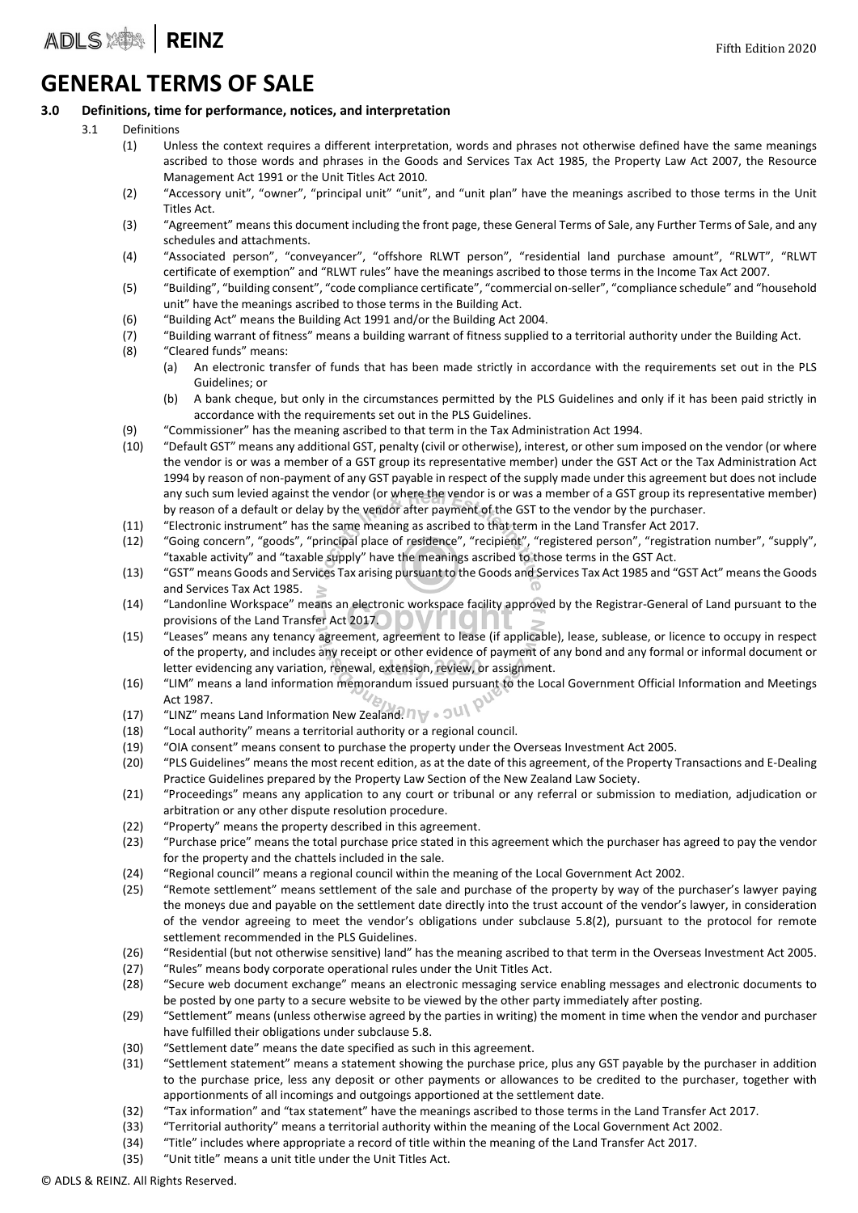# GENERAL TERMS OF SALE

## 3.0 Definitions, time for performance, notices, and interpretation

3.1 Definitions

(1) Unless the context requires a different interpretation, words and phrases not otherwise defined have the same meanings ascribed to those words and phrases in the Goods and Services Tax Act 1985, the Property Law Act 2007, the Resource Management Act 1991 or the Unit Titles Act 2010.

(2) "Accessory unit", "owner", "principal unit" "unit", and "unit plan" have the meanings ascribed to those terms in the Unit Titles Act.

(3) "Agreement" means this document including the front page, these General Terms of Sale, any Further Terms of Sale, and any schedules and attachments.

(4) "Associated person", "conveyancer", "offshore RLWT person", "residential land purchase amount", "RLWT", "RLWT certificate of exemption" and "RLWT rules" have the meanings ascribed to those terms in the Income Tax Act 2007.

(5) "Building", "building consent", "code compliance certificate", "commercial on-seller", "compliance schedule" and "household unit" have the meanings ascribed to those terms in the Building Act.

(6) "Building Act" means the Building Act 1991 and/or the Building Act 2004.

(7) "Building warrant of fitness" means a building warrant of fitness supplied to a territorial authority under the Building Act.

(8) "Cleared funds" means:

(a) An electronic transfer of funds that has been made strictly in accordance with the requirements set out in the PLS Guidelines; or

(b) A bank cheque, but only in the circumstances permitted by the PLS Guidelines and only if it has been paid strictly in accordance with the requirements set out in the PLS Guidelines.

(9) "Commissioner" has the meaning ascribed to that term in the Tax Administration Act 1994.

(10) "Default GST" means any additional GST, penalty (civil or otherwise), interest, or other sum imposed on the vendor (or where the vendor is or was a member of a GST group its representative member) under the GST Act or the Tax Administration Act 1994 by reason of non-payment of any GST payable in respect of the supply made under this agreement but does not include any such sum levied against the vendor (or where the vendor is or was a member of a GST group its representative member) by reason of a default or delay by the vendor after payment of the GST to the vendor by the purchaser.

(11) "Electronic instrument" has the same meaning as ascribed to that term in the Land Transfer Act 2017.

(12) "Going concern", "goods", "principal place of residence", "recipient", "registered person", "registration number", "supply", "taxable activity" and "taxable supply" have the meanings ascribed to those terms in the GST Act.

(13) "GST" means Goods and Services Tax arising pursuant to the Goods and Services Tax Act 1985 and "GST Act" means the Goods and Services Tax Act 1985.

(14) "Landonline Workspace" means an electronic workspace facility approved by the Registrar-General of Land pursuant to the provisions of the Land Transfer Act 2017.

(15) "Leases" means any tenancy agreement, agreement to lease (if applicable), lease, sublease, or licence to occupy in respect of the property, and includes any receipt or other evidence of payment of any bond and any formal or informal document or letter evidencing any variation, renewal, extension, review, or assignment.

(16) "LIM" means a land information memorandum issued pursuant to the Local Government Official Information and Meetings Act 1987.

(17) "LINZ" means Land Information New Zealand.

(18) "Local authority" means a territorial authority or a regional council.

(19) "OIA consent" means consent to purchase the property under the Overseas Investment Act 2005.

(20) "PLS Guidelines" means the most recent edition, as at the date of this agreement, of the Property Transactions and E-Dealing Practice Guidelines prepared by the Property Law Section of the New Zealand Law Society.

(21) "Proceedings" means any application to any court or tribunal or any referral or submission to mediation, adjudication or arbitration or any other dispute resolution procedure.

(22) "Property" means the property described in this agreement.

(23) "Purchase price" means the total purchase price stated in this agreement which the purchaser has agreed to pay the vendor for the property and the chattels included in the sale.

(24) "Regional council" means a regional council within the meaning of the Local Government Act 2002.

(25) "Remote settlement" means settlement of the sale and purchase of the property by way of the purchaser's lawyer paying the moneys due and payable on the settlement date directly into the trust account of the vendor's lawyer, in consideration of the vendor agreeing to meet the vendor's obligations under subclause 5.8(2), pursuant to the protocol for remote settlement recommended in the PLS Guidelines.

(26) "Residential (but not otherwise sensitive) land" has the meaning ascribed to that term in the Overseas Investment Act 2005.

(27) "Rules" means body corporate operational rules under the Unit Titles Act.

(28) "Secure web document exchange" means an electronic messaging service enabling messages and electronic documents to be posted by one party to a secure website to be viewed by the other party immediately after posting.

(29) "Settlement" means (unless otherwise agreed by the parties in writing) the moment in time when the vendor and purchaser have fulfilled their obligations under subclause 5.8.

(30) "Settlement date" means the date specified as such in this agreement.

(31) "Settlement statement" means a statement showing the purchase price, plus any GST payable by the purchaser in addition to the purchase price, less any deposit or other payments or allowances to be credited to the purchaser, together with apportionments of all incomings and outgoings apportioned at the settlement date.

(32) "Tax information" and "tax statement" have the meanings ascribed to those terms in the Land Transfer Act 2017.

(33) "Territorial authority" means a territorial authority within the meaning of the Local Government Act 2002.

(34) "Title" includes where appropriate a record of title within the meaning of the Land Transfer Act 2017.

(35) "Unit title" means a unit title under the Unit Titles Act.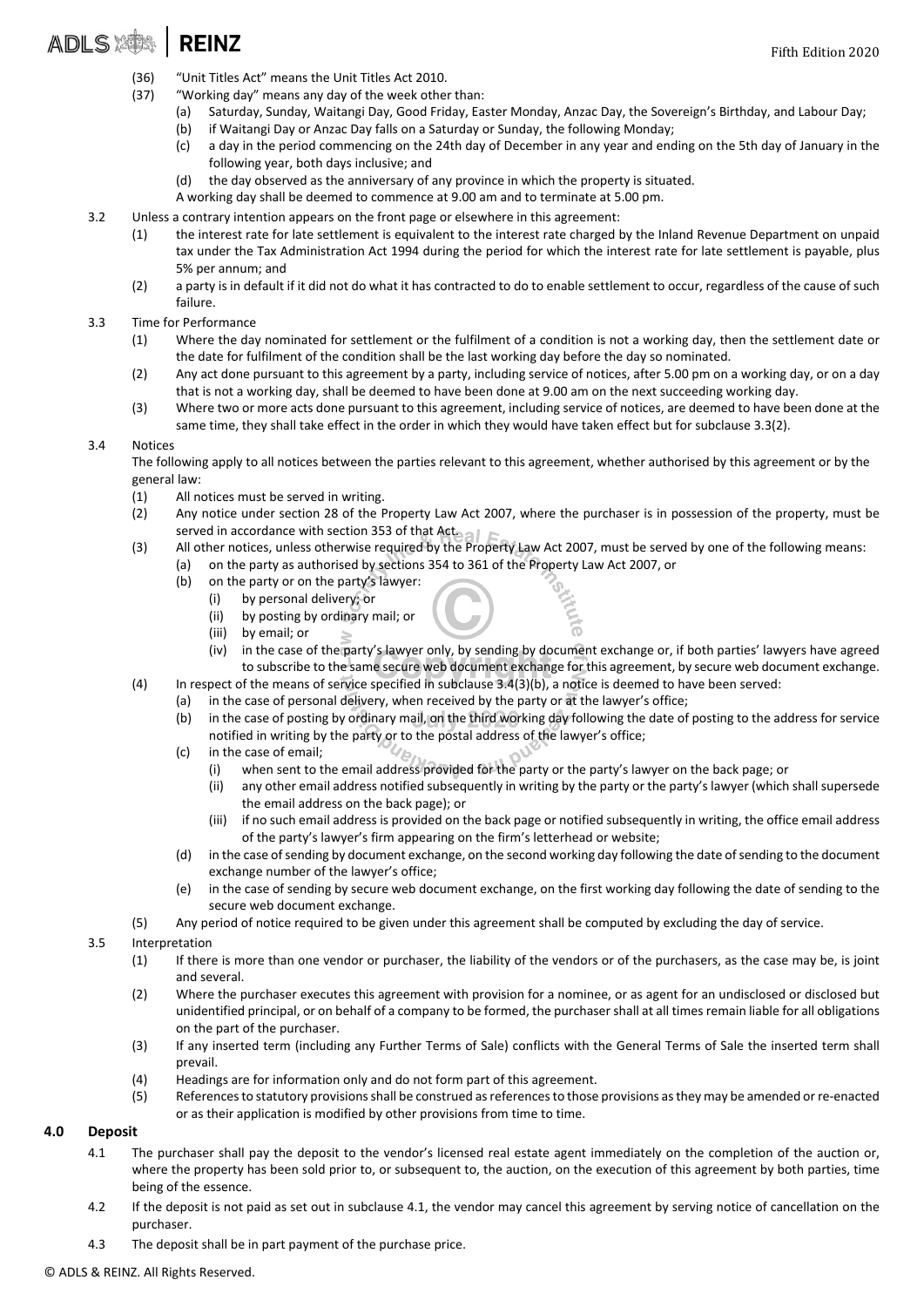(36) "Unit Titles Act" means the Unit Titles Act 2010.

(37) "Working day" means any day of the week other than:

(a) Saturday, Sunday, Waitangi Day, Good Friday, Easter Monday, Anzac Day, the Sovereign's Birthday, and Labour Day;

(b) if Waitangi Day or Anzac Day falls on a Saturday or Sunday, the following Monday;

(c) a day in the period commencing on the 24th day of December in any year and ending on the 5th day of January in the following year, both days inclusive; and

(d) the day observed as the anniversary of any province in which the property is situated.

A working day shall be deemed to commence at 9.00 am and to terminate at 5.00 pm.

3.2 Unless a contrary intention appears on the front page or elsewhere in this agreement:

(1) the interest rate for late settlement is equivalent to the interest rate charged by the Inland Revenue Department on unpaid tax under the Tax Administration Act 1994 during the period for which the interest rate for late settlement is payable, plus 5% per annum; and

(2) a party is in default if it did not do what it has contracted to do to enable settlement to occur, regardless of the cause of such failure.

3.3 Time for Performance

(1) Where the day nominated for settlement or the fulfilment of a condition is not a working day, then the settlement date or the date for fulfilment of the condition shall be the last working day before the day so nominated.

(2) Any act done pursuant to this agreement by a party, including service of notices, after 5.00 pm on a working day, or on a day that is not a working day, shall be deemed to have been done at 9.00 am on the next succeeding working day.

(3) Where two or more acts done pursuant to this agreement, including service of notices, are deemed to have been done at the same time, they shall take effect in the order in which they would have taken effect but for subclause 3.3(2).

3.4 Notices

The following apply to all notices between the parties relevant to this agreement, whether authorised by this agreement or by the general law:

(1) All notices must be served in writing.

(2) Any notice under section 28 of the Property Law Act 2007, where the purchaser is in possession of the property, must be served in accordance with section 353 of that Act.

(3) All other notices, unless otherwise required by the Property Law Act 2007, must be served by one of the following means:

(a) on the party as authorised by sections 354 to 361 of the Property Law Act 2007, or

(b) on the party or on the party's lawyer:

(i) by personal delivery; or

(ii) by posting by ordinary mail; or

(iii) by email; or

(iv) in the case of the party's lawyer only, by sending by document exchange or, if both parties' lawyers have agreed to subscribe to the same secure web document exchange for this agreement, by secure web document exchange.

(4) In respect of the means of service specified in subclause 3.4(3)(b), a notice is deemed to have been served:

(a) in the case of personal delivery, when received by the party or at the lawyer's office;

(b) in the case of posting by ordinary mail, on the third working day following the date of posting to the address for service notified in writing by the party or to the postal address of the lawyer's office;

(c) in the case of email;

(i) when sent to the email address provided for the party or the party's lawyer on the back page; or

(ii) any other email address notified subsequently in writing by the party or the party's lawyer (which shall supersede the email address on the back page); or

(iii) if no such email address is provided on the back page or notified subsequently in writing, the office email address of the party's lawyer's firm appearing on the firm's letterhead or website;

(d) in the case of sending by document exchange, on the second working day following the date of sending to the document exchange number of the lawyer's office;

(e) in the case of sending by secure web document exchange, on the first working day following the date of sending to the secure web document exchange.

(5) Any period of notice required to be given under this agreement shall be computed by excluding the day of service.

3.5 Interpretation

(1) If there is more than one vendor or purchaser, the liability of the vendors or of the purchasers, as the case may be, is joint and several.

(2) Where the purchaser executes this agreement with provision for a nominee, or as agent for an undisclosed or disclosed but unidentified principal, or on behalf of a company to be formed, the purchaser shall at all times remain liable for all obligations on the part of the purchaser.

(3) If any inserted term (including any Further Terms of Sale) conflicts with the General Terms of Sale the inserted term shall prevail.

(4) Headings are for information only and do not form part of this agreement.

(5) References to statutory provisions shall be construed as references to those provisions as they may be amended or re-enacted or as their application is modified by other provisions from time to time.

## 4.0 Deposit

4.1 The purchaser shall pay the deposit to the vendor's licensed real estate agent immediately on the completion of the auction or, where the property has been sold prior to, or subsequent to, the auction, on the execution of this agreement by both parties, time being of the essence.

4.2 If the deposit is not paid as set out in subclause 4.1, the vendor may cancel this agreement by serving notice of cancellation on the purchaser.

4.3 The deposit shall be in part payment of the purchase price.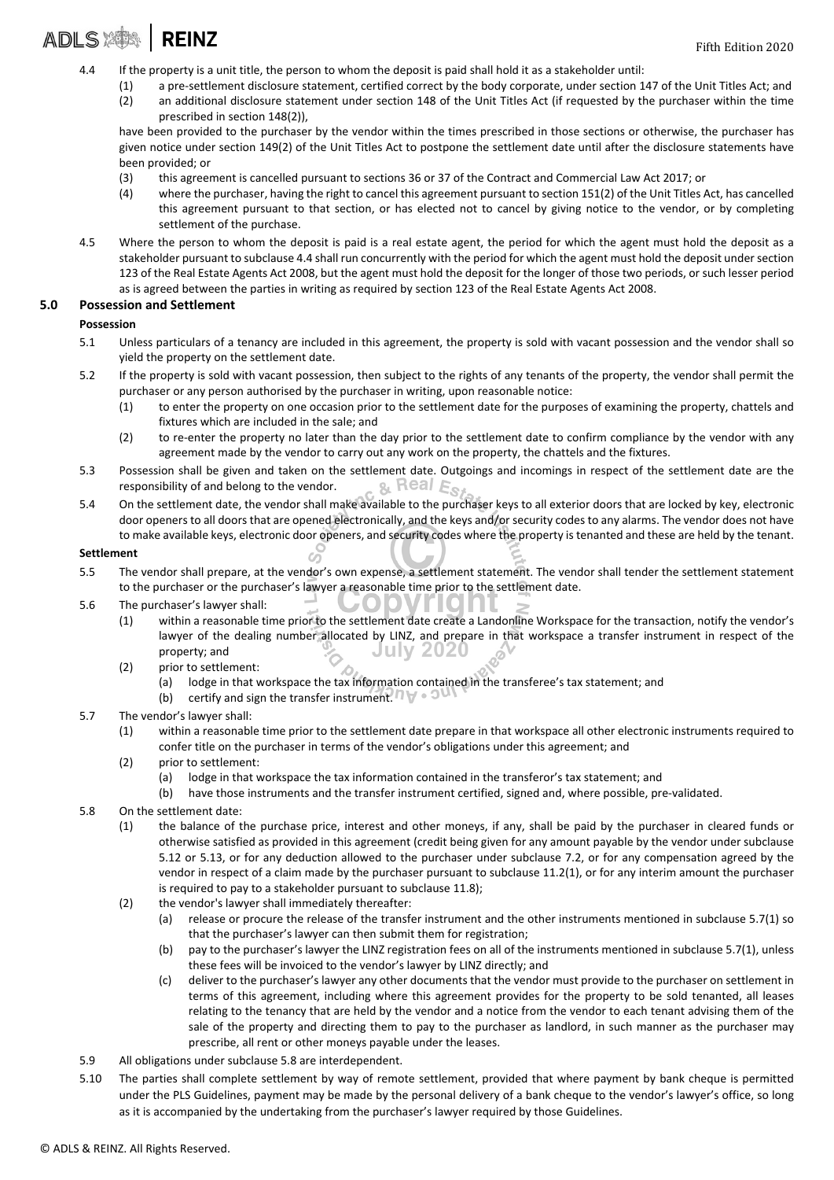4.4 If the property is a unit title, the person to whom the deposit is paid shall hold it as a stakeholder until:

 (1) a pre-settlement disclosure statement, certified correct by the body corporate, under section 147 of the Unit Titles Act; and
 (2) an additional disclosure statement under section 148 of the Unit Titles Act (if requested by the purchaser within the time prescribed in section 148(2)),

 have been provided to the purchaser by the vendor within the times prescribed in those sections or otherwise, the purchaser has given notice under section 149(2) of the Unit Titles Act to postpone the settlement date until after the disclosure statements have been provided; or

 (3) this agreement is cancelled pursuant to sections 36 or 37 of the Contract and Commercial Law Act 2017; or
 (4) where the purchaser, having the right to cancel this agreement pursuant to section 151(2) of the Unit Titles Act, has cancelled this agreement pursuant to that section, or has elected not to cancel by giving notice to the vendor, or by completing settlement of the purchase.

4.5 Where the person to whom the deposit is paid is a real estate agent, the period for which the agent must hold the deposit as a stakeholder pursuant to subclause 4.4 shall run concurrently with the period for which the agent must hold the deposit under section 123 of the Real Estate Agents Act 2008, but the agent must hold the deposit for the longer of those two periods, or such lesser period as is agreed between the parties in writing as required by section 123 of the Real Estate Agents Act 2008.

## 5.0 Possession and Settlement

**Possession**

5.1 Unless particulars of a tenancy are included in this agreement, the property is sold with vacant possession and the vendor shall so yield the property on the settlement date.

5.2 If the property is sold with vacant possession, then subject to the rights of any tenants of the property, the vendor shall permit the purchaser or any person authorised by the purchaser in writing, upon reasonable notice:

 (1) to enter the property on one occasion prior to the settlement date for the purposes of examining the property, chattels and fixtures which are included in the sale; and
 (2) to re-enter the property no later than the day prior to the settlement date to confirm compliance by the vendor with any agreement made by the vendor to carry out any work on the property, the chattels and the fixtures.

5.3 Possession shall be given and taken on the settlement date. Outgoings and incomings in respect of the settlement date are the responsibility of and belong to the vendor.

5.4 On the settlement date, the vendor shall make available to the purchaser keys to all exterior doors that are locked by key, electronic door openers to all doors that are opened electronically, and the keys and/or security codes to any alarms. The vendor does not have to make available keys, electronic door openers, and security codes where the property is tenanted and these are held by the tenant.

**Settlement**

5.5 The vendor shall prepare, at the vendor's own expense, a settlement statement. The vendor shall tender the settlement statement to the purchaser or the purchaser's lawyer a reasonable time prior to the settlement date.

5.6 The purchaser's lawyer shall:

 (1) within a reasonable time prior to the settlement date create a Landonline Workspace for the transaction, notify the vendor's lawyer of the dealing number allocated by LINZ, and prepare in that workspace a transfer instrument in respect of the property; and
 (2) prior to settlement:
  (a) lodge in that workspace the tax information contained in the transferee's tax statement; and
  (b) certify and sign the transfer instrument.

5.7 The vendor's lawyer shall:

 (1) within a reasonable time prior to the settlement date prepare in that workspace all other electronic instruments required to confer title on the purchaser in terms of the vendor's obligations under this agreement; and
 (2) prior to settlement:
  (a) lodge in that workspace the tax information contained in the transferor's tax statement; and
  (b) have those instruments and the transfer instrument certified, signed and, where possible, pre-validated.

5.8 On the settlement date:

 (1) the balance of the purchase price, interest and other moneys, if any, shall be paid by the purchaser in cleared funds or otherwise satisfied as provided in this agreement (credit being given for any amount payable by the vendor under subclause 5.12 or 5.13, or for any deduction allowed to the purchaser under subclause 7.2, or for any compensation agreed by the vendor in respect of a claim made by the purchaser pursuant to subclause 11.2(1), or for any interim amount the purchaser is required to pay to a stakeholder pursuant to subclause 11.8);
 (2) the vendor's lawyer shall immediately thereafter:
  (a) release or procure the release of the transfer instrument and the other instruments mentioned in subclause 5.7(1) so that the purchaser's lawyer can then submit them for registration;
  (b) pay to the purchaser's lawyer the LINZ registration fees on all of the instruments mentioned in subclause 5.7(1), unless these fees will be invoiced to the vendor's lawyer by LINZ directly; and
  (c) deliver to the purchaser's lawyer any other documents that the vendor must provide to the purchaser on settlement in terms of this agreement, including where this agreement provides for the property to be sold tenanted, all leases relating to the tenancy that are held by the vendor and a notice from the vendor to each tenant advising them of the sale of the property and directing them to pay to the purchaser as landlord, in such manner as the purchaser may prescribe, all rent or other moneys payable under the leases.

5.9 All obligations under subclause 5.8 are interdependent.

5.10 The parties shall complete settlement by way of remote settlement, provided that where payment by bank cheque is permitted under the PLS Guidelines, payment may be made by the personal delivery of a bank cheque to the vendor's lawyer's office, so long as it is accompanied by the undertaking from the purchaser's lawyer required by those Guidelines.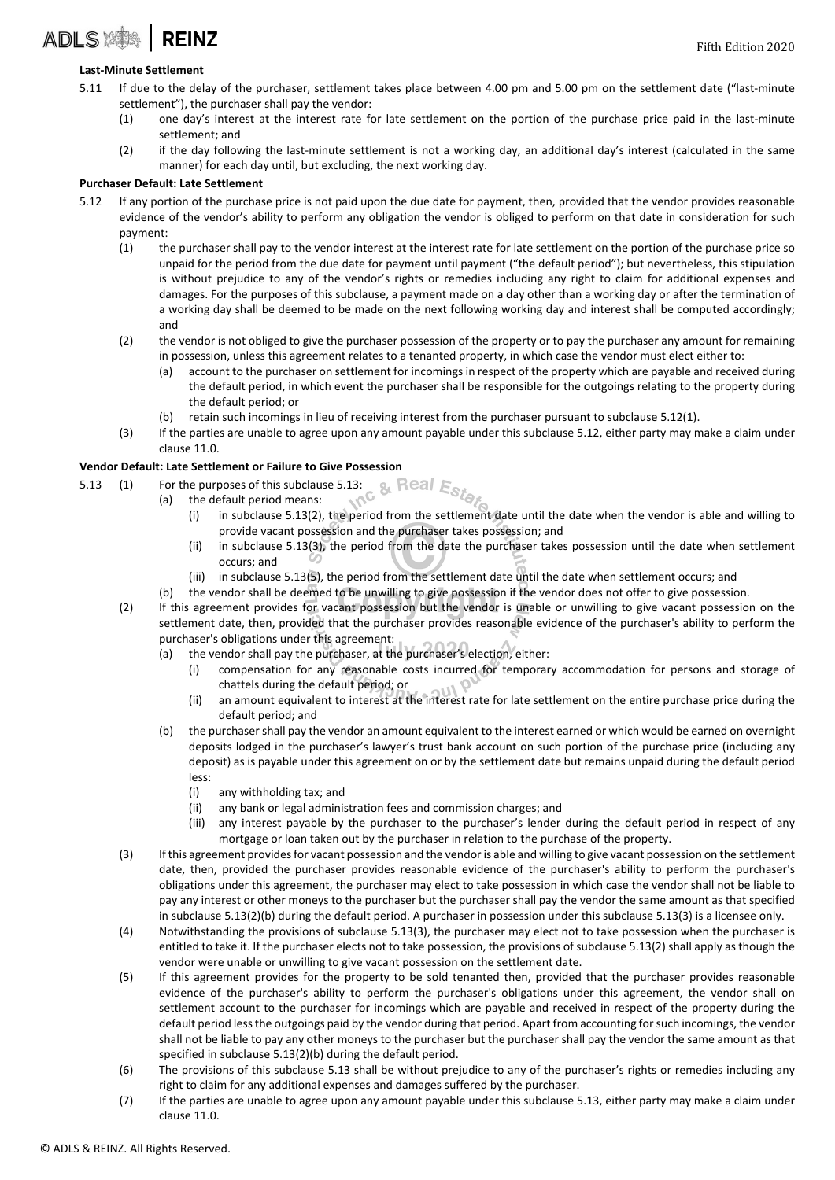**Last-Minute Settlement**

5.11 If due to the delay of the purchaser, settlement takes place between 4.00 pm and 5.00 pm on the settlement date ("last-minute settlement"), the purchaser shall pay the vendor:

(1) one day's interest at the interest rate for late settlement on the portion of the purchase price paid in the last-minute settlement; and

(2) if the day following the last-minute settlement is not a working day, an additional day's interest (calculated in the same manner) for each day until, but excluding, the next working day.

**Purchaser Default: Late Settlement**

5.12 If any portion of the purchase price is not paid upon the due date for payment, then, provided that the vendor provides reasonable evidence of the vendor's ability to perform any obligation the vendor is obliged to perform on that date in consideration for such payment:

(1) the purchaser shall pay to the vendor interest at the interest rate for late settlement on the portion of the purchase price so unpaid for the period from the due date for payment until payment ("the default period"); but nevertheless, this stipulation is without prejudice to any of the vendor's rights or remedies including any right to claim for additional expenses and damages. For the purposes of this subclause, a payment made on a day other than a working day or after the termination of a working day shall be deemed to be made on the next following working day and interest shall be computed accordingly; and

(2) the vendor is not obliged to give the purchaser possession of the property or to pay the purchaser any amount for remaining in possession, unless this agreement relates to a tenanted property, in which case the vendor must elect either to:

(a) account to the purchaser on settlement for incomings in respect of the property which are payable and received during the default period, in which event the purchaser shall be responsible for the outgoings relating to the property during the default period; or

(b) retain such incomings in lieu of receiving interest from the purchaser pursuant to subclause 5.12(1).

(3) If the parties are unable to agree upon any amount payable under this subclause 5.12, either party may make a claim under clause 11.0.

**Vendor Default: Late Settlement or Failure to Give Possession**

5.13 (1) For the purposes of this subclause 5.13:

(a) the default period means:

(i) in subclause 5.13(2), the period from the settlement date until the date when the vendor is able and willing to provide vacant possession and the purchaser takes possession; and

(ii) in subclause 5.13(3), the period from the date the purchaser takes possession until the date when settlement occurs; and

(iii) in subclause 5.13(5), the period from the settlement date until the date when settlement occurs; and

(b) the vendor shall be deemed to be unwilling to give possession if the vendor does not offer to give possession.

(2) If this agreement provides for vacant possession but the vendor is unable or unwilling to give vacant possession on the settlement date, then, provided that the purchaser provides reasonable evidence of the purchaser's ability to perform the purchaser's obligations under this agreement:

(a) the vendor shall pay the purchaser, at the purchaser's election, either:

(i) compensation for any reasonable costs incurred for temporary accommodation for persons and storage of chattels during the default period; or

(ii) an amount equivalent to interest at the interest rate for late settlement on the entire purchase price during the default period; and

(b) the purchaser shall pay the vendor an amount equivalent to the interest earned or which would be earned on overnight deposits lodged in the purchaser's lawyer's trust bank account on such portion of the purchase price (including any deposit) as is payable under this agreement on or by the settlement date but remains unpaid during the default period less:

(i) any withholding tax; and

(ii) any bank or legal administration fees and commission charges; and

(iii) any interest payable by the purchaser to the purchaser's lender during the default period in respect of any mortgage or loan taken out by the purchaser in relation to the purchase of the property.

(3) If this agreement provides for vacant possession and the vendor is able and willing to give vacant possession on the settlement date, then, provided the purchaser provides reasonable evidence of the purchaser's ability to perform the purchaser's obligations under this agreement, the purchaser may elect to take possession in which case the vendor shall not be liable to pay any interest or other moneys to the purchaser but the purchaser shall pay the vendor the same amount as that specified in subclause 5.13(2)(b) during the default period. A purchaser in possession under this subclause 5.13(3) is a licensee only.

(4) Notwithstanding the provisions of subclause 5.13(3), the purchaser may elect not to take possession when the purchaser is entitled to take it. If the purchaser elects not to take possession, the provisions of subclause 5.13(2) shall apply as though the vendor were unable or unwilling to give vacant possession on the settlement date.

(5) If this agreement provides for the property to be sold tenanted then, provided that the purchaser provides reasonable evidence of the purchaser's ability to perform the purchaser's obligations under this agreement, the vendor shall on settlement account to the purchaser for incomings which are payable and received in respect of the property during the default period less the outgoings paid by the vendor during that period. Apart from accounting for such incomings, the vendor shall not be liable to pay any other moneys to the purchaser but the purchaser shall pay the vendor the same amount as that specified in subclause 5.13(2)(b) during the default period.

(6) The provisions of this subclause 5.13 shall be without prejudice to any of the purchaser's rights or remedies including any right to claim for any additional expenses and damages suffered by the purchaser.

(7) If the parties are unable to agree upon any amount payable under this subclause 5.13, either party may make a claim under clause 11.0.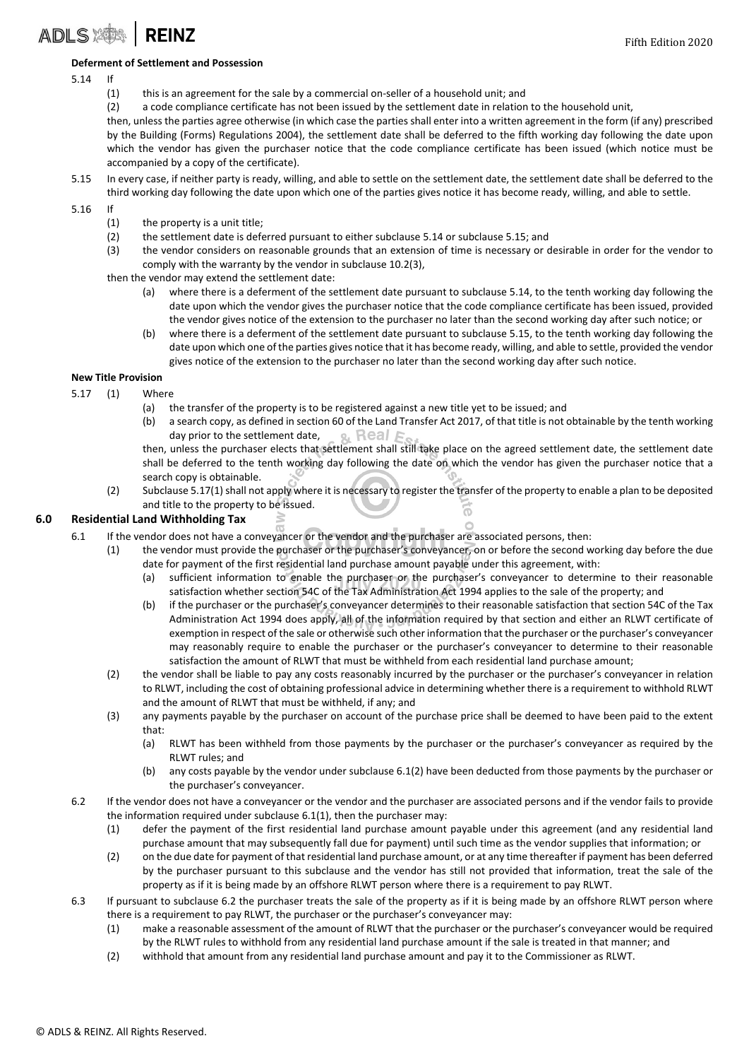**Deferment of Settlement and Possession**

5.14 If

(1) this is an agreement for the sale by a commercial on-seller of a household unit; and

(2) a code compliance certificate has not been issued by the settlement date in relation to the household unit,

then, unless the parties agree otherwise (in which case the parties shall enter into a written agreement in the form (if any) prescribed by the Building (Forms) Regulations 2004), the settlement date shall be deferred to the fifth working day following the date upon which the vendor has given the purchaser notice that the code compliance certificate has been issued (which notice must be accompanied by a copy of the certificate).

5.15 In every case, if neither party is ready, willing, and able to settle on the settlement date, the settlement date shall be deferred to the third working day following the date upon which one of the parties gives notice it has become ready, willing, and able to settle.

5.16 If

(1) the property is a unit title;

(2) the settlement date is deferred pursuant to either subclause 5.14 or subclause 5.15; and

(3) the vendor considers on reasonable grounds that an extension of time is necessary or desirable in order for the vendor to comply with the warranty by the vendor in subclause 10.2(3),

then the vendor may extend the settlement date:

(a) where there is a deferment of the settlement date pursuant to subclause 5.14, to the tenth working day following the date upon which the vendor gives the purchaser notice that the code compliance certificate has been issued, provided the vendor gives notice of the extension to the purchaser no later than the second working day after such notice; or

(b) where there is a deferment of the settlement date pursuant to subclause 5.15, to the tenth working day following the date upon which one of the parties gives notice that it has become ready, willing, and able to settle, provided the vendor gives notice of the extension to the purchaser no later than the second working day after such notice.

**New Title Provision**

5.17 (1) Where

(a) the transfer of the property is to be registered against a new title yet to be issued; and

(b) a search copy, as defined in section 60 of the Land Transfer Act 2017, of that title is not obtainable by the tenth working day prior to the settlement date,

then, unless the purchaser elects that settlement shall still take place on the agreed settlement date, the settlement date shall be deferred to the tenth working day following the date on which the vendor has given the purchaser notice that a search copy is obtainable.

(2) Subclause 5.17(1) shall not apply where it is necessary to register the transfer of the property to enable a plan to be deposited and title to the property to be issued.

## 6.0 Residential Land Withholding Tax

6.1 If the vendor does not have a conveyancer or the vendor and the purchaser are associated persons, then:

(1) the vendor must provide the purchaser or the purchaser's conveyancer, on or before the second working day before the due date for payment of the first residential land purchase amount payable under this agreement, with:

(a) sufficient information to enable the purchaser or the purchaser's conveyancer to determine to their reasonable satisfaction whether section 54C of the Tax Administration Act 1994 applies to the sale of the property; and

(b) if the purchaser or the purchaser's conveyancer determines to their reasonable satisfaction that section 54C of the Tax Administration Act 1994 does apply, all of the information required by that section and either an RLWT certificate of exemption in respect of the sale or otherwise such other information that the purchaser or the purchaser's conveyancer may reasonably require to enable the purchaser or the purchaser's conveyancer to determine to their reasonable satisfaction the amount of RLWT that must be withheld from each residential land purchase amount;

(2) the vendor shall be liable to pay any costs reasonably incurred by the purchaser or the purchaser's conveyancer in relation to RLWT, including the cost of obtaining professional advice in determining whether there is a requirement to withhold RLWT and the amount of RLWT that must be withheld, if any; and

(3) any payments payable by the purchaser on account of the purchase price shall be deemed to have been paid to the extent that:

(a) RLWT has been withheld from those payments by the purchaser or the purchaser's conveyancer as required by the RLWT rules; and

(b) any costs payable by the vendor under subclause 6.1(2) have been deducted from those payments by the purchaser or the purchaser's conveyancer.

6.2 If the vendor does not have a conveyancer or the vendor and the purchaser are associated persons and if the vendor fails to provide the information required under subclause 6.1(1), then the purchaser may:

(1) defer the payment of the first residential land purchase amount payable under this agreement (and any residential land purchase amount that may subsequently fall due for payment) until such time as the vendor supplies that information; or

(2) on the due date for payment of that residential land purchase amount, or at any time thereafter if payment has been deferred by the purchaser pursuant to this subclause and the vendor has still not provided that information, treat the sale of the property as if it is being made by an offshore RLWT person where there is a requirement to pay RLWT.

6.3 If pursuant to subclause 6.2 the purchaser treats the sale of the property as if it is being made by an offshore RLWT person where there is a requirement to pay RLWT, the purchaser or the purchaser's conveyancer may:

(1) make a reasonable assessment of the amount of RLWT that the purchaser or the purchaser's conveyancer would be required by the RLWT rules to withhold from any residential land purchase amount if the sale is treated in that manner; and

(2) withhold that amount from any residential land purchase amount and pay it to the Commissioner as RLWT.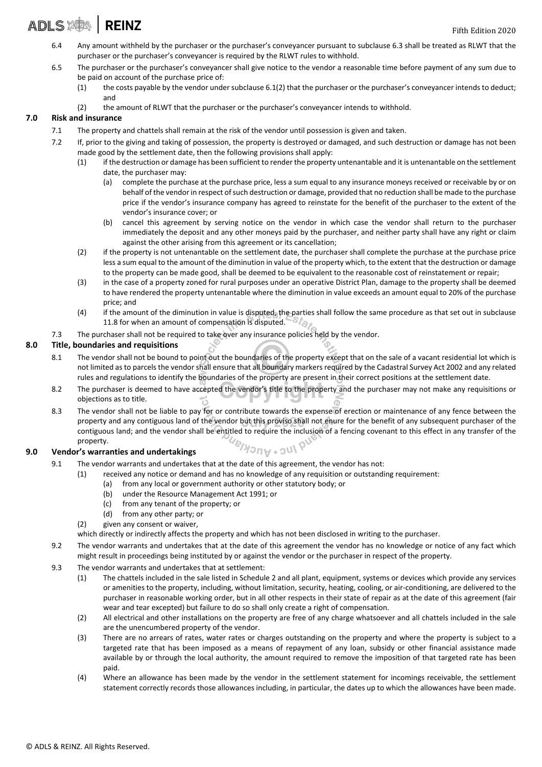6.4 Any amount withheld by the purchaser or the purchaser's conveyancer pursuant to subclause 6.3 shall be treated as RLWT that the purchaser or the purchaser's conveyancer is required by the RLWT rules to withhold.

6.5 The purchaser or the purchaser's conveyancer shall give notice to the vendor a reasonable time before payment of any sum due to be paid on account of the purchase price of:

(1) the costs payable by the vendor under subclause 6.1(2) that the purchaser or the purchaser's conveyancer intends to deduct; and

(2) the amount of RLWT that the purchaser or the purchaser's conveyancer intends to withhold.

## 7.0 Risk and insurance

7.1 The property and chattels shall remain at the risk of the vendor until possession is given and taken.

7.2 If, prior to the giving and taking of possession, the property is destroyed or damaged, and such destruction or damage has not been made good by the settlement date, then the following provisions shall apply:

(1) if the destruction or damage has been sufficient to render the property untenantable and it is untenantable on the settlement date, the purchaser may:

(a) complete the purchase at the purchase price, less a sum equal to any insurance moneys received or receivable by or on behalf of the vendor in respect of such destruction or damage, provided that no reduction shall be made to the purchase price if the vendor's insurance company has agreed to reinstate for the benefit of the purchaser to the extent of the vendor's insurance cover; or

(b) cancel this agreement by serving notice on the vendor in which case the vendor shall return to the purchaser immediately the deposit and any other moneys paid by the purchaser, and neither party shall have any right or claim against the other arising from this agreement or its cancellation;

(2) if the property is not untenantable on the settlement date, the purchaser shall complete the purchase at the purchase price less a sum equal to the amount of the diminution in value of the property which, to the extent that the destruction or damage to the property can be made good, shall be deemed to be equivalent to the reasonable cost of reinstatement or repair;

(3) in the case of a property zoned for rural purposes under an operative District Plan, damage to the property shall be deemed to have rendered the property untenantable where the diminution in value exceeds an amount equal to 20% of the purchase price; and

(4) if the amount of the diminution in value is disputed, the parties shall follow the same procedure as that set out in subclause 11.8 for when an amount of compensation is disputed.

7.3 The purchaser shall not be required to take over any insurance policies held by the vendor.

## 8.0 Title, boundaries and requisitions

8.1 The vendor shall not be bound to point out the boundaries of the property except that on the sale of a vacant residential lot which is not limited as to parcels the vendor shall ensure that all boundary markers required by the Cadastral Survey Act 2002 and any related rules and regulations to identify the boundaries of the property are present in their correct positions at the settlement date.

8.2 The purchaser is deemed to have accepted the vendor's title to the property and the purchaser may not make any requisitions or objections as to title.

8.3 The vendor shall not be liable to pay for or contribute towards the expense of erection or maintenance of any fence between the property and any contiguous land of the vendor but this proviso shall not enure for the benefit of any subsequent purchaser of the contiguous land; and the vendor shall be entitled to require the inclusion of a fencing covenant to this effect in any transfer of the property.

## 9.0 Vendor's warranties and undertakings

9.1 The vendor warrants and undertakes that at the date of this agreement, the vendor has not:

(1) received any notice or demand and has no knowledge of any requisition or outstanding requirement:

(a) from any local or government authority or other statutory body; or

(b) under the Resource Management Act 1991; or

(c) from any tenant of the property; or

(d) from any other party; or

(2) given any consent or waiver,

which directly or indirectly affects the property and which has not been disclosed in writing to the purchaser.

9.2 The vendor warrants and undertakes that at the date of this agreement the vendor has no knowledge or notice of any fact which might result in proceedings being instituted by or against the vendor or the purchaser in respect of the property.

9.3 The vendor warrants and undertakes that at settlement:

(1) The chattels included in the sale listed in Schedule 2 and all plant, equipment, systems or devices which provide any services or amenities to the property, including, without limitation, security, heating, cooling, or air-conditioning, are delivered to the purchaser in reasonable working order, but in all other respects in their state of repair as at the date of this agreement (fair wear and tear excepted) but failure to do so shall only create a right of compensation.

(2) All electrical and other installations on the property are free of any charge whatsoever and all chattels included in the sale are the unencumbered property of the vendor.

(3) There are no arrears of rates, water rates or charges outstanding on the property and where the property is subject to a targeted rate that has been imposed as a means of repayment of any loan, subsidy or other financial assistance made available by or through the local authority, the amount required to remove the imposition of that targeted rate has been paid.

(4) Where an allowance has been made by the vendor in the settlement statement for incomings receivable, the settlement statement correctly records those allowances including, in particular, the dates up to which the allowances have been made.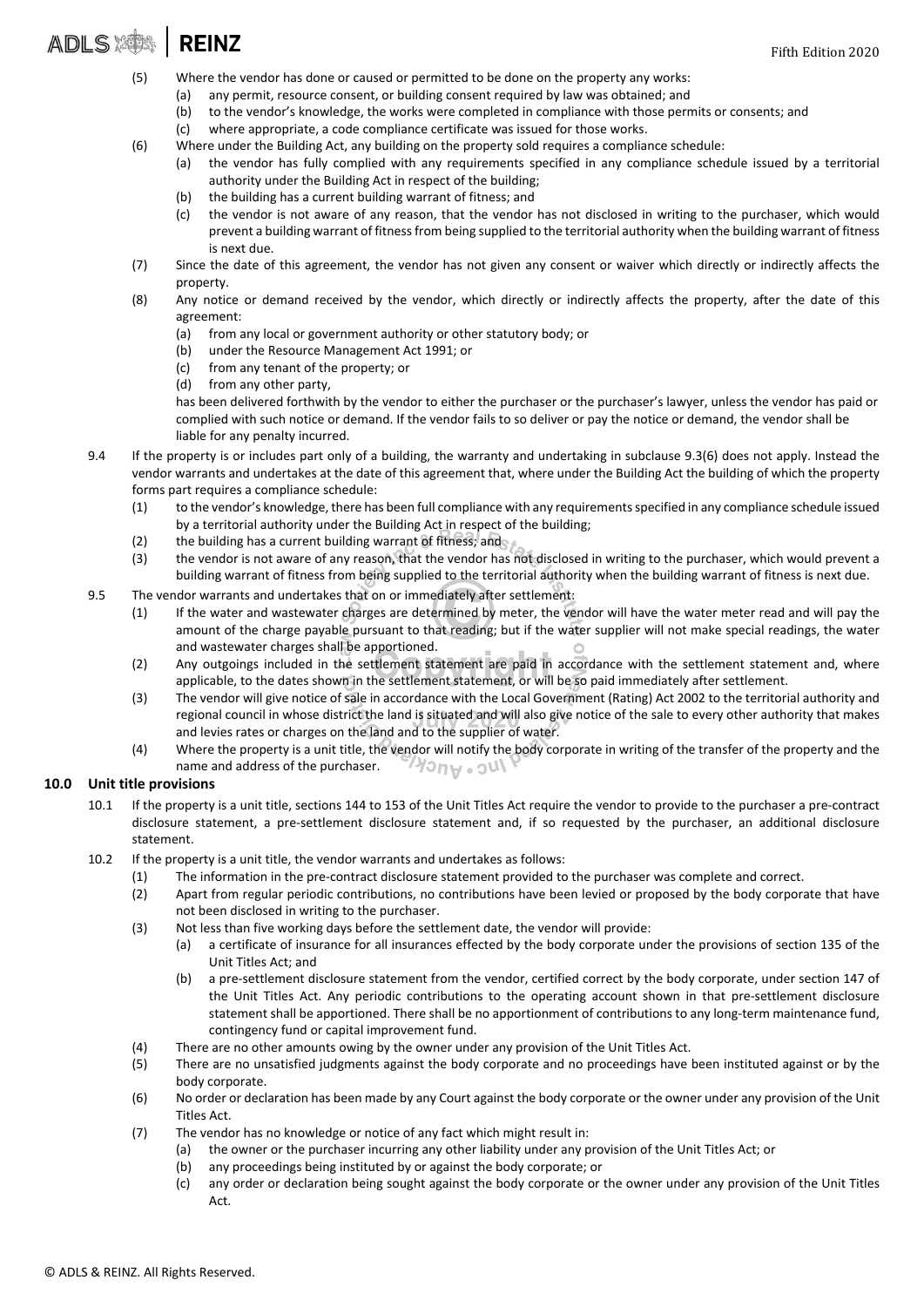(5) Where the vendor has done or caused or permitted to be done on the property any works:
   (a) any permit, resource consent, or building consent required by law was obtained; and
   (b) to the vendor's knowledge, the works were completed in compliance with those permits or consents; and
   (c) where appropriate, a code compliance certificate was issued for those works.

(6) Where under the Building Act, any building on the property sold requires a compliance schedule:
   (a) the vendor has fully complied with any requirements specified in any compliance schedule issued by a territorial authority under the Building Act in respect of the building;
   (b) the building has a current building warrant of fitness; and
   (c) the vendor is not aware of any reason, that the vendor has not disclosed in writing to the purchaser, which would prevent a building warrant of fitness from being supplied to the territorial authority when the building warrant of fitness is next due.

(7) Since the date of this agreement, the vendor has not given any consent or waiver which directly or indirectly affects the property.

(8) Any notice or demand received by the vendor, which directly or indirectly affects the property, after the date of this agreement:
   (a) from any local or government authority or other statutory body; or
   (b) under the Resource Management Act 1991; or
   (c) from any tenant of the property; or
   (d) from any other party,

   has been delivered forthwith by the vendor to either the purchaser or the purchaser's lawyer, unless the vendor has paid or complied with such notice or demand. If the vendor fails to so deliver or pay the notice or demand, the vendor shall be liable for any penalty incurred.

9.4 If the property is or includes part only of a building, the warranty and undertaking in subclause 9.3(6) does not apply. Instead the vendor warrants and undertakes at the date of this agreement that, where under the Building Act the building of which the property forms part requires a compliance schedule:

(1) to the vendor's knowledge, there has been full compliance with any requirements specified in any compliance schedule issued by a territorial authority under the Building Act in respect of the building;
(2) the building has a current building warrant of fitness; and
(3) the vendor is not aware of any reason, that the vendor has not disclosed in writing to the purchaser, which would prevent a building warrant of fitness from being supplied to the territorial authority when the building warrant of fitness is next due.

9.5 The vendor warrants and undertakes that on or immediately after settlement:

(1) If the water and wastewater charges are determined by meter, the vendor will have the water meter read and will pay the amount of the charge payable pursuant to that reading; but if the water supplier will not make special readings, the water and wastewater charges shall be apportioned.
(2) Any outgoings included in the settlement statement are paid in accordance with the settlement statement and, where applicable, to the dates shown in the settlement statement, or will be so paid immediately after settlement.
(3) The vendor will give notice of sale in accordance with the Local Government (Rating) Act 2002 to the territorial authority and regional council in whose district the land is situated and will also give notice of the sale to every other authority that makes and levies rates or charges on the land and to the supplier of water.
(4) Where the property is a unit title, the vendor will notify the body corporate in writing of the transfer of the property and the name and address of the purchaser.

## 10.0 Unit title provisions

10.1 If the property is a unit title, sections 144 to 153 of the Unit Titles Act require the vendor to provide to the purchaser a pre-contract disclosure statement, a pre-settlement disclosure statement and, if so requested by the purchaser, an additional disclosure statement.

10.2 If the property is a unit title, the vendor warrants and undertakes as follows:

(1) The information in the pre-contract disclosure statement provided to the purchaser was complete and correct.
(2) Apart from regular periodic contributions, no contributions have been levied or proposed by the body corporate that have not been disclosed in writing to the purchaser.
(3) Not less than five working days before the settlement date, the vendor will provide:
   (a) a certificate of insurance for all insurances effected by the body corporate under the provisions of section 135 of the Unit Titles Act; and
   (b) a pre-settlement disclosure statement from the vendor, certified correct by the body corporate, under section 147 of the Unit Titles Act. Any periodic contributions to the operating account shown in that pre-settlement disclosure statement shall be apportioned. There shall be no apportionment of contributions to any long-term maintenance fund, contingency fund or capital improvement fund.
(4) There are no other amounts owing by the owner under any provision of the Unit Titles Act.
(5) There are no unsatisfied judgments against the body corporate and no proceedings have been instituted against or by the body corporate.
(6) No order or declaration has been made by any Court against the body corporate or the owner under any provision of the Unit Titles Act.
(7) The vendor has no knowledge or notice of any fact which might result in:
   (a) the owner or the purchaser incurring any other liability under any provision of the Unit Titles Act; or
   (b) any proceedings being instituted by or against the body corporate; or
   (c) any order or declaration being sought against the body corporate or the owner under any provision of the Unit Titles Act.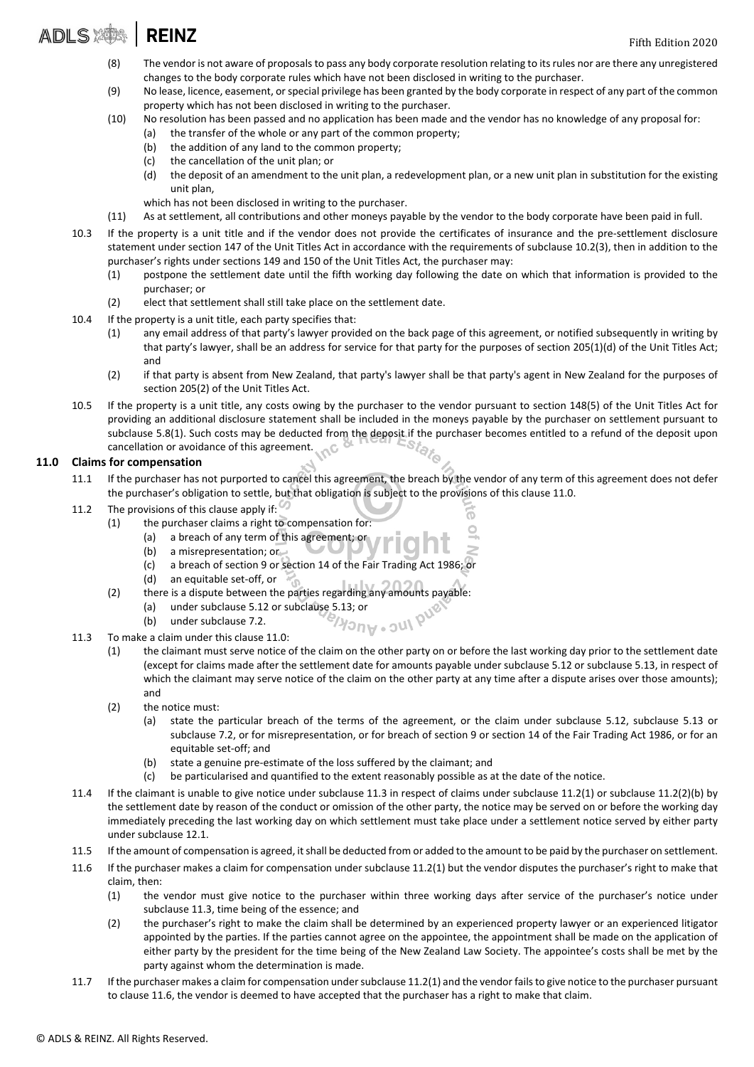(8) The vendor is not aware of proposals to pass any body corporate resolution relating to its rules nor are there any unregistered changes to the body corporate rules which have not been disclosed in writing to the purchaser.

(9) No lease, licence, easement, or special privilege has been granted by the body corporate in respect of any part of the common property which has not been disclosed in writing to the purchaser.

(10) No resolution has been passed and no application has been made and the vendor has no knowledge of any proposal for:

(a) the transfer of the whole or any part of the common property;

(b) the addition of any land to the common property;

(c) the cancellation of the unit plan; or

(d) the deposit of an amendment to the unit plan, a redevelopment plan, or a new unit plan in substitution for the existing unit plan,

which has not been disclosed in writing to the purchaser.

(11) As at settlement, all contributions and other moneys payable by the vendor to the body corporate have been paid in full.

10.3 If the property is a unit title and if the vendor does not provide the certificates of insurance and the pre-settlement disclosure statement under section 147 of the Unit Titles Act in accordance with the requirements of subclause 10.2(3), then in addition to the purchaser's rights under sections 149 and 150 of the Unit Titles Act, the purchaser may:

(1) postpone the settlement date until the fifth working day following the date on which that information is provided to the purchaser; or

(2) elect that settlement shall still take place on the settlement date.

10.4 If the property is a unit title, each party specifies that:

(1) any email address of that party's lawyer provided on the back page of this agreement, or notified subsequently in writing by that party's lawyer, shall be an address for service for that party for the purposes of section 205(1)(d) of the Unit Titles Act; and

(2) if that party is absent from New Zealand, that party's lawyer shall be that party's agent in New Zealand for the purposes of section 205(2) of the Unit Titles Act.

10.5 If the property is a unit title, any costs owing by the purchaser to the vendor pursuant to section 148(5) of the Unit Titles Act for providing an additional disclosure statement shall be included in the moneys payable by the purchaser on settlement pursuant to subclause 5.8(1). Such costs may be deducted from the deposit if the purchaser becomes entitled to a refund of the deposit upon cancellation or avoidance of this agreement.

## 11.0 Claims for compensation

11.1 If the purchaser has not purported to cancel this agreement, the breach by the vendor of any term of this agreement does not defer the purchaser's obligation to settle, but that obligation is subject to the provisions of this clause 11.0.

11.2 The provisions of this clause apply if:

(1) the purchaser claims a right to compensation for:

(a) a breach of any term of this agreement; or

(b) a misrepresentation; or

(c) a breach of section 9 or section 14 of the Fair Trading Act 1986; or

(d) an equitable set-off, or

(2) there is a dispute between the parties regarding any amounts payable:

(a) under subclause 5.12 or subclause 5.13; or

(b) under subclause 7.2.

11.3 To make a claim under this clause 11.0:

(1) the claimant must serve notice of the claim on the other party on or before the last working day prior to the settlement date (except for claims made after the settlement date for amounts payable under subclause 5.12 or subclause 5.13, in respect of which the claimant may serve notice of the claim on the other party at any time after a dispute arises over those amounts); and

(2) the notice must:

(a) state the particular breach of the terms of the agreement, or the claim under subclause 5.12, subclause 5.13 or subclause 7.2, or for misrepresentation, or for breach of section 9 or section 14 of the Fair Trading Act 1986, or for an equitable set-off; and

(b) state a genuine pre-estimate of the loss suffered by the claimant; and

(c) be particularised and quantified to the extent reasonably possible as at the date of the notice.

11.4 If the claimant is unable to give notice under subclause 11.3 in respect of claims under subclause 11.2(1) or subclause 11.2(2)(b) by the settlement date by reason of the conduct or omission of the other party, the notice may be served on or before the working day immediately preceding the last working day on which settlement must take place under a settlement notice served by either party under subclause 12.1.

11.5 If the amount of compensation is agreed, it shall be deducted from or added to the amount to be paid by the purchaser on settlement.

11.6 If the purchaser makes a claim for compensation under subclause 11.2(1) but the vendor disputes the purchaser's right to make that claim, then:

(1) the vendor must give notice to the purchaser within three working days after service of the purchaser's notice under subclause 11.3, time being of the essence; and

(2) the purchaser's right to make the claim shall be determined by an experienced property lawyer or an experienced litigator appointed by the parties. If the parties cannot agree on the appointee, the appointment shall be made on the application of either party by the president for the time being of the New Zealand Law Society. The appointee's costs shall be met by the party against whom the determination is made.

11.7 If the purchaser makes a claim for compensation under subclause 11.2(1) and the vendor fails to give notice to the purchaser pursuant to clause 11.6, the vendor is deemed to have accepted that the purchaser has a right to make that claim.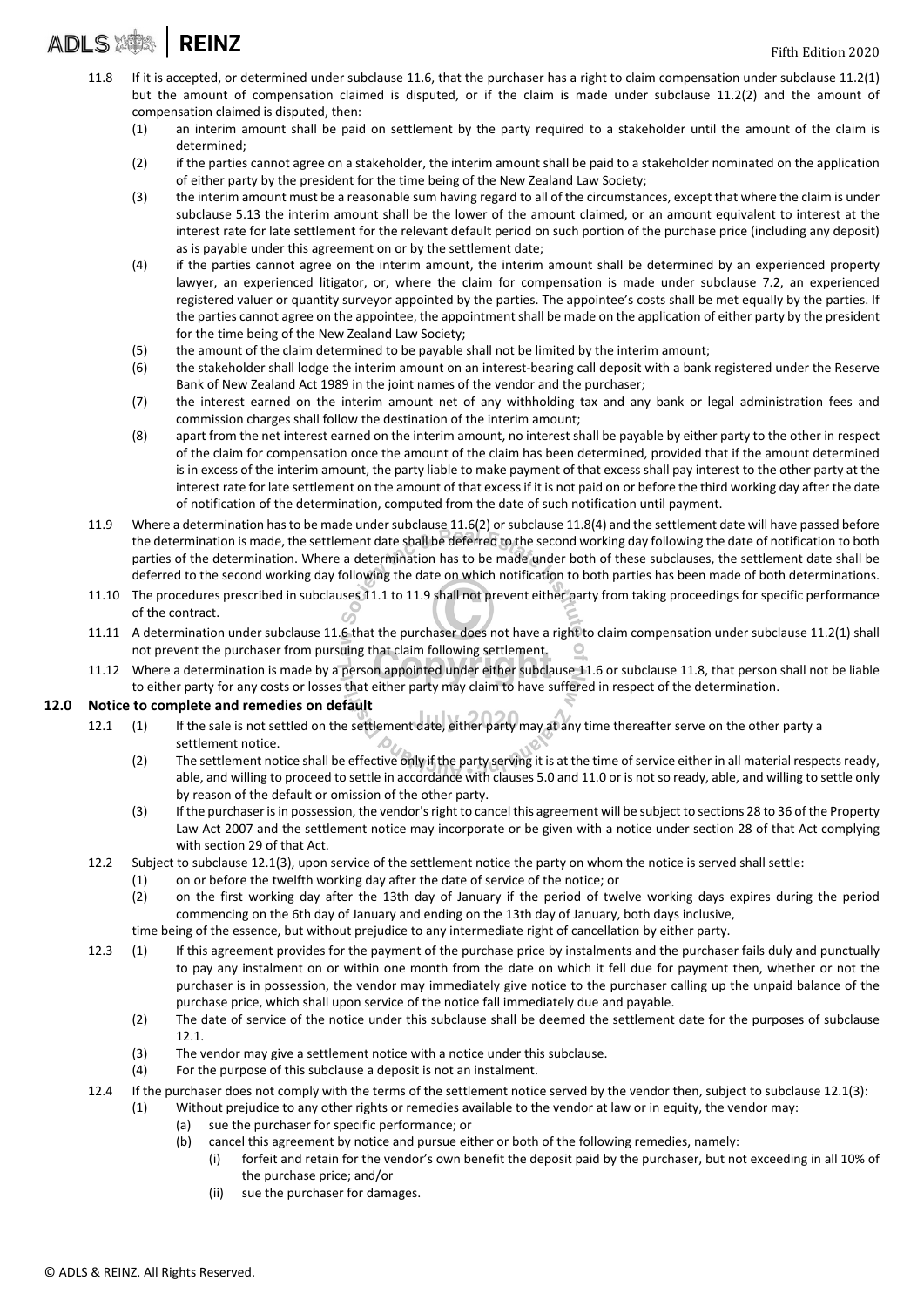11.8 If it is accepted, or determined under subclause 11.6, that the purchaser has a right to claim compensation under subclause 11.2(1) but the amount of compensation claimed is disputed, or if the claim is made under subclause 11.2(2) and the amount of compensation claimed is disputed, then:

(1) an interim amount shall be paid on settlement by the party required to a stakeholder until the amount of the claim is determined;

(2) if the parties cannot agree on a stakeholder, the interim amount shall be paid to a stakeholder nominated on the application of either party by the president for the time being of the New Zealand Law Society;

(3) the interim amount must be a reasonable sum having regard to all of the circumstances, except that where the claim is under subclause 5.13 the interim amount shall be the lower of the amount claimed, or an amount equivalent to interest at the interest rate for late settlement for the relevant default period on such portion of the purchase price (including any deposit) as is payable under this agreement on or by the settlement date;

(4) if the parties cannot agree on the interim amount, the interim amount shall be determined by an experienced property lawyer, an experienced litigator, or, where the claim for compensation is made under subclause 7.2, an experienced registered valuer or quantity surveyor appointed by the parties. The appointee's costs shall be met equally by the parties. If the parties cannot agree on the appointee, the appointment shall be made on the application of either party by the president for the time being of the New Zealand Law Society;

(5) the amount of the claim determined to be payable shall not be limited by the interim amount;

(6) the stakeholder shall lodge the interim amount on an interest-bearing call deposit with a bank registered under the Reserve Bank of New Zealand Act 1989 in the joint names of the vendor and the purchaser;

(7) the interest earned on the interim amount net of any withholding tax and any bank or legal administration fees and commission charges shall follow the destination of the interim amount;

(8) apart from the net interest earned on the interim amount, no interest shall be payable by either party to the other in respect of the claim for compensation once the amount of the claim has been determined, provided that if the amount determined is in excess of the interim amount, the party liable to make payment of that excess shall pay interest to the other party at the interest rate for late settlement on the amount of that excess if it is not paid on or before the third working day after the date of notification of the determination, computed from the date of such notification until payment.

11.9 Where a determination has to be made under subclause 11.6(2) or subclause 11.8(4) and the settlement date will have passed before the determination is made, the settlement date shall be deferred to the second working day following the date of notification to both parties of the determination. Where a determination has to be made under both of these subclauses, the settlement date shall be deferred to the second working day following the date on which notification to both parties has been made of both determinations.

11.10 The procedures prescribed in subclauses 11.1 to 11.9 shall not prevent either party from taking proceedings for specific performance of the contract.

11.11 A determination under subclause 11.6 that the purchaser does not have a right to claim compensation under subclause 11.2(1) shall not prevent the purchaser from pursuing that claim following settlement.

11.12 Where a determination is made by a person appointed under either subclause 11.6 or subclause 11.8, that person shall not be liable to either party for any costs or losses that either party may claim to have suffered in respect of the determination.

## 12.0 Notice to complete and remedies on default

12.1 (1) If the sale is not settled on the settlement date, either party may at any time thereafter serve on the other party a settlement notice.

(2) The settlement notice shall be effective only if the party serving it is at the time of service either in all material respects ready, able, and willing to proceed to settle in accordance with clauses 5.0 and 11.0 or is not so ready, able, and willing to settle only by reason of the default or omission of the other party.

(3) If the purchaser is in possession, the vendor's right to cancel this agreement will be subject to sections 28 to 36 of the Property Law Act 2007 and the settlement notice may incorporate or be given with a notice under section 28 of that Act complying with section 29 of that Act.

12.2 Subject to subclause 12.1(3), upon service of the settlement notice the party on whom the notice is served shall settle:

(1) on or before the twelfth working day after the date of service of the notice; or

(2) on the first working day after the 13th day of January if the period of twelve working days expires during the period commencing on the 6th day of January and ending on the 13th day of January, both days inclusive,

time being of the essence, but without prejudice to any intermediate right of cancellation by either party.

12.3 (1) If this agreement provides for the payment of the purchase price by instalments and the purchaser fails duly and punctually to pay any instalment on or within one month from the date on which it fell due for payment then, whether or not the purchaser is in possession, the vendor may immediately give notice to the purchaser calling up the unpaid balance of the purchase price, which shall upon service of the notice fall immediately due and payable.

(2) The date of service of the notice under this subclause shall be deemed the settlement date for the purposes of subclause 12.1.

(3) The vendor may give a settlement notice with a notice under this subclause.

(4) For the purpose of this subclause a deposit is not an instalment.

12.4 If the purchaser does not comply with the terms of the settlement notice served by the vendor then, subject to subclause 12.1(3):

(1) Without prejudice to any other rights or remedies available to the vendor at law or in equity, the vendor may:

(a) sue the purchaser for specific performance; or

(b) cancel this agreement by notice and pursue either or both of the following remedies, namely:

(i) forfeit and retain for the vendor's own benefit the deposit paid by the purchaser, but not exceeding in all 10% of the purchase price; and/or

(ii) sue the purchaser for damages.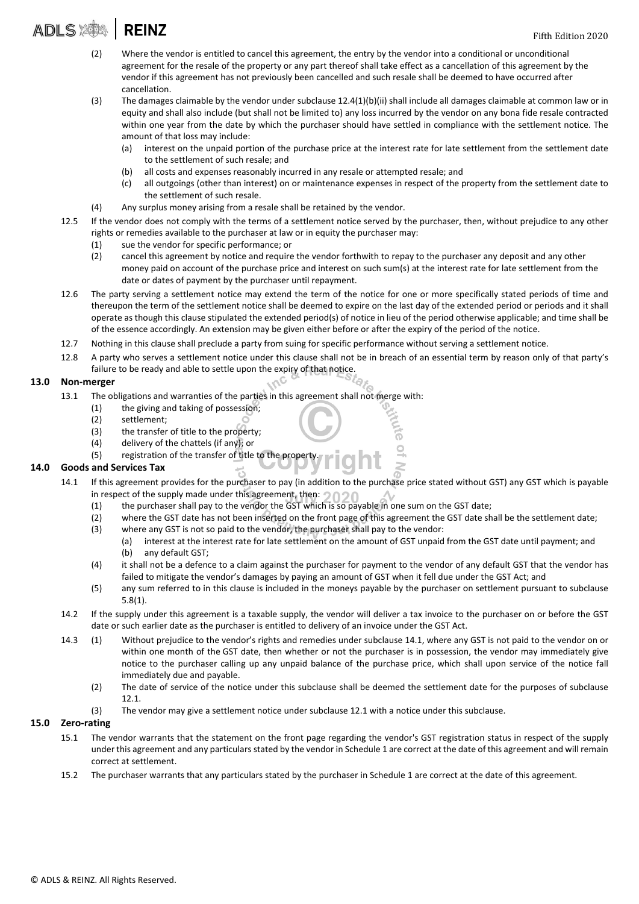(2) Where the vendor is entitled to cancel this agreement, the entry by the vendor into a conditional or unconditional agreement for the resale of the property or any part thereof shall take effect as a cancellation of this agreement by the vendor if this agreement has not previously been cancelled and such resale shall be deemed to have occurred after cancellation.

(3) The damages claimable by the vendor under subclause 12.4(1)(b)(ii) shall include all damages claimable at common law or in equity and shall also include (but shall not be limited to) any loss incurred by the vendor on any bona fide resale contracted within one year from the date by which the purchaser should have settled in compliance with the settlement notice. The amount of that loss may include:

(a) interest on the unpaid portion of the purchase price at the interest rate for late settlement from the settlement date to the settlement of such resale; and

(b) all costs and expenses reasonably incurred in any resale or attempted resale; and

(c) all outgoings (other than interest) on or maintenance expenses in respect of the property from the settlement date to the settlement of such resale.

(4) Any surplus money arising from a resale shall be retained by the vendor.

12.5 If the vendor does not comply with the terms of a settlement notice served by the purchaser, then, without prejudice to any other rights or remedies available to the purchaser at law or in equity the purchaser may:

(1) sue the vendor for specific performance; or

(2) cancel this agreement by notice and require the vendor forthwith to repay to the purchaser any deposit and any other money paid on account of the purchase price and interest on such sum(s) at the interest rate for late settlement from the date or dates of payment by the purchaser until repayment.

12.6 The party serving a settlement notice may extend the term of the notice for one or more specifically stated periods of time and thereupon the term of the settlement notice shall be deemed to expire on the last day of the extended period or periods and it shall operate as though this clause stipulated the extended period(s) of notice in lieu of the period otherwise applicable; and time shall be of the essence accordingly. An extension may be given either before or after the expiry of the period of the notice.

12.7 Nothing in this clause shall preclude a party from suing for specific performance without serving a settlement notice.

12.8 A party who serves a settlement notice under this clause shall not be in breach of an essential term by reason only of that party's failure to be ready and able to settle upon the expiry of that notice.

## 13.0 Non-merger

13.1 The obligations and warranties of the parties in this agreement shall not merge with:

(1) the giving and taking of possession;

(2) settlement;

(3) the transfer of title to the property;

(4) delivery of the chattels (if any); or

(5) registration of the transfer of title to the property.

## 14.0 Goods and Services Tax

14.1 If this agreement provides for the purchaser to pay (in addition to the purchase price stated without GST) any GST which is payable in respect of the supply made under this agreement, then:

(1) the purchaser shall pay to the vendor the GST which is so payable in one sum on the GST date;

(2) where the GST date has not been inserted on the front page of this agreement the GST date shall be the settlement date;

(3) where any GST is not so paid to the vendor, the purchaser shall pay to the vendor:

(a) interest at the interest rate for late settlement on the amount of GST unpaid from the GST date until payment; and

(b) any default GST;

(4) it shall not be a defence to a claim against the purchaser for payment to the vendor of any default GST that the vendor has failed to mitigate the vendor's damages by paying an amount of GST when it fell due under the GST Act; and

(5) any sum referred to in this clause is included in the moneys payable by the purchaser on settlement pursuant to subclause 5.8(1).

14.2 If the supply under this agreement is a taxable supply, the vendor will deliver a tax invoice to the purchaser on or before the GST date or such earlier date as the purchaser is entitled to delivery of an invoice under the GST Act.

14.3 (1) Without prejudice to the vendor's rights and remedies under subclause 14.1, where any GST is not paid to the vendor on or within one month of the GST date, then whether or not the purchaser is in possession, the vendor may immediately give notice to the purchaser calling up any unpaid balance of the purchase price, which shall upon service of the notice fall immediately due and payable.

(2) The date of service of the notice under this subclause shall be deemed the settlement date for the purposes of subclause 12.1.

(3) The vendor may give a settlement notice under subclause 12.1 with a notice under this subclause.

## 15.0 Zero-rating

15.1 The vendor warrants that the statement on the front page regarding the vendor's GST registration status in respect of the supply under this agreement and any particulars stated by the vendor in Schedule 1 are correct at the date of this agreement and will remain correct at settlement.

15.2 The purchaser warrants that any particulars stated by the purchaser in Schedule 1 are correct at the date of this agreement.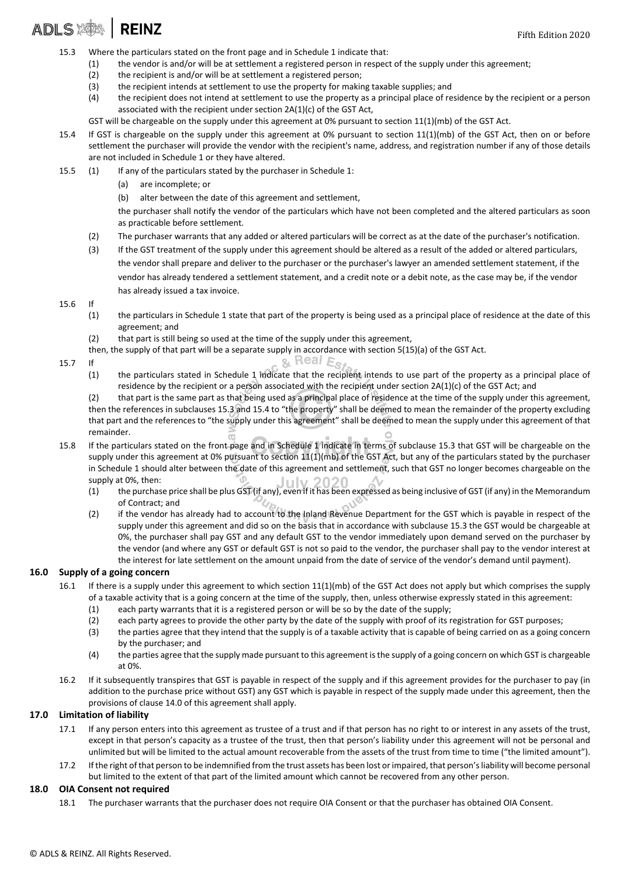15.3 Where the particulars stated on the front page and in Schedule 1 indicate that:

(1) the vendor is and/or will be at settlement a registered person in respect of the supply under this agreement;

(2) the recipient is and/or will be at settlement a registered person;

(3) the recipient intends at settlement to use the property for making taxable supplies; and

(4) the recipient does not intend at settlement to use the property as a principal place of residence by the recipient or a person associated with the recipient under section 2A(1)(c) of the GST Act,

GST will be chargeable on the supply under this agreement at 0% pursuant to section 11(1)(mb) of the GST Act.

15.4 If GST is chargeable on the supply under this agreement at 0% pursuant to section 11(1)(mb) of the GST Act, then on or before settlement the purchaser will provide the vendor with the recipient's name, address, and registration number if any of those details are not included in Schedule 1 or they have altered.

15.5 (1) If any of the particulars stated by the purchaser in Schedule 1:

(a) are incomplete; or

(b) alter between the date of this agreement and settlement,

the purchaser shall notify the vendor of the particulars which have not been completed and the altered particulars as soon as practicable before settlement.

(2) The purchaser warrants that any added or altered particulars will be correct as at the date of the purchaser's notification.

(3) If the GST treatment of the supply under this agreement should be altered as a result of the added or altered particulars, the vendor shall prepare and deliver to the purchaser or the purchaser's lawyer an amended settlement statement, if the vendor has already tendered a settlement statement, and a credit note or a debit note, as the case may be, if the vendor has already issued a tax invoice.

15.6 If

(1) the particulars in Schedule 1 state that part of the property is being used as a principal place of residence at the date of this agreement; and

(2) that part is still being so used at the time of the supply under this agreement,

then, the supply of that part will be a separate supply in accordance with section 5(15)(a) of the GST Act.

15.7 If

(1) the particulars stated in Schedule 1 indicate that the recipient intends to use part of the property as a principal place of residence by the recipient or a person associated with the recipient under section 2A(1)(c) of the GST Act; and

(2) that part is the same part as that being used as a principal place of residence at the time of the supply under this agreement,

then the references in subclauses 15.3 and 15.4 to "the property" shall be deemed to mean the remainder of the property excluding that part and the references to "the supply under this agreement" shall be deemed to mean the supply under this agreement of that remainder.

15.8 If the particulars stated on the front page and in Schedule 1 indicate in terms of subclause 15.3 that GST will be chargeable on the supply under this agreement at 0% pursuant to section 11(1)(mb) of the GST Act, but any of the particulars stated by the purchaser in Schedule 1 should alter between the date of this agreement and settlement, such that GST no longer becomes chargeable on the supply at 0%, then:

(1) the purchase price shall be plus GST (if any), even if it has been expressed as being inclusive of GST (if any) in the Memorandum of Contract; and

(2) if the vendor has already had to account to the Inland Revenue Department for the GST which is payable in respect of the supply under this agreement and did so on the basis that in accordance with subclause 15.3 the GST would be chargeable at 0%, the purchaser shall pay GST and any default GST to the vendor immediately upon demand served on the purchaser by the vendor (and where any GST or default GST is not so paid to the vendor, the purchaser shall pay to the vendor interest at the interest for late settlement on the amount unpaid from the date of service of the vendor's demand until payment).

## 16.0 Supply of a going concern

16.1 If there is a supply under this agreement to which section 11(1)(mb) of the GST Act does not apply but which comprises the supply of a taxable activity that is a going concern at the time of the supply, then, unless otherwise expressly stated in this agreement:

(1) each party warrants that it is a registered person or will be so by the date of the supply;

(2) each party agrees to provide the other party by the date of the supply with proof of its registration for GST purposes;

(3) the parties agree that they intend that the supply is of a taxable activity that is capable of being carried on as a going concern by the purchaser; and

(4) the parties agree that the supply made pursuant to this agreement is the supply of a going concern on which GST is chargeable at 0%.

16.2 If it subsequently transpires that GST is payable in respect of the supply and if this agreement provides for the purchaser to pay (in addition to the purchase price without GST) any GST which is payable in respect of the supply made under this agreement, then the provisions of clause 14.0 of this agreement shall apply.

## 17.0 Limitation of liability

17.1 If any person enters into this agreement as trustee of a trust and if that person has no right to or interest in any assets of the trust, except in that person's capacity as a trustee of the trust, then that person's liability under this agreement will not be personal and unlimited but will be limited to the actual amount recoverable from the assets of the trust from time to time ("the limited amount").

17.2 If the right of that person to be indemnified from the trust assets has been lost or impaired, that person's liability will become personal but limited to the extent of that part of the limited amount which cannot be recovered from any other person.

## 18.0 OIA Consent not required

18.1 The purchaser warrants that the purchaser does not require OIA Consent or that the purchaser has obtained OIA Consent.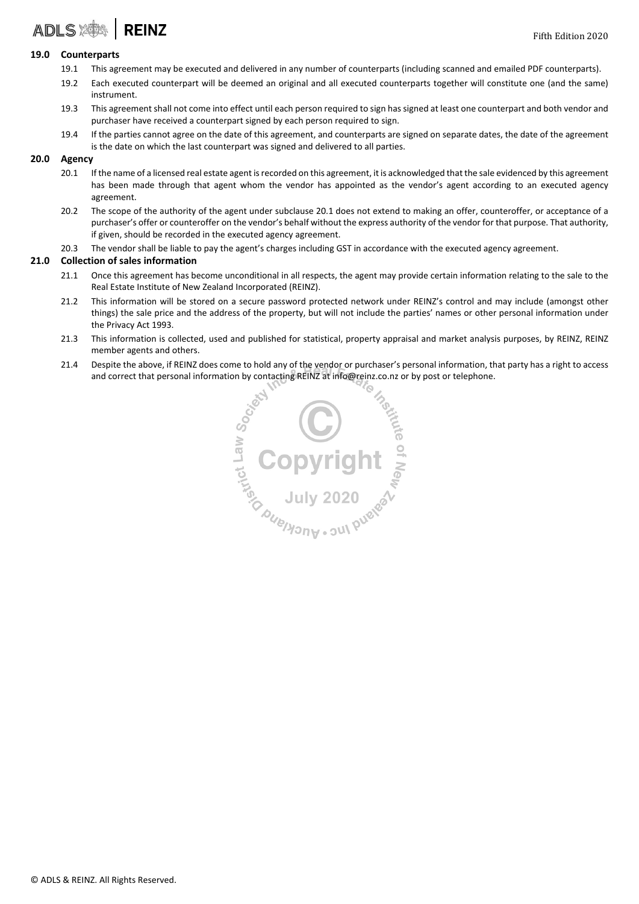## 19.0 Counterparts

19.1 This agreement may be executed and delivered in any number of counterparts (including scanned and emailed PDF counterparts).

19.2 Each executed counterpart will be deemed an original and all executed counterparts together will constitute one (and the same) instrument.

19.3 This agreement shall not come into effect until each person required to sign has signed at least one counterpart and both vendor and purchaser have received a counterpart signed by each person required to sign.

19.4 If the parties cannot agree on the date of this agreement, and counterparts are signed on separate dates, the date of the agreement is the date on which the last counterpart was signed and delivered to all parties.

## 20.0 Agency

20.1 If the name of a licensed real estate agent is recorded on this agreement, it is acknowledged that the sale evidenced by this agreement has been made through that agent whom the vendor has appointed as the vendor's agent according to an executed agency agreement.

20.2 The scope of the authority of the agent under subclause 20.1 does not extend to making an offer, counteroffer, or acceptance of a purchaser's offer or counteroffer on the vendor's behalf without the express authority of the vendor for that purpose. That authority, if given, should be recorded in the executed agency agreement.

20.3 The vendor shall be liable to pay the agent's charges including GST in accordance with the executed agency agreement.

## 21.0 Collection of sales information

21.1 Once this agreement has become unconditional in all respects, the agent may provide certain information relating to the sale to the Real Estate Institute of New Zealand Incorporated (REINZ).

21.2 This information will be stored on a secure password protected network under REINZ's control and may include (amongst other things) the sale price and the address of the property, but will not include the parties' names or other personal information under the Privacy Act 1993.

21.3 This information is collected, used and published for statistical, property appraisal and market analysis purposes, by REINZ, REINZ member agents and others.

21.4 Despite the above, if REINZ does come to hold any of the vendor or purchaser's personal information, that party has a right to access and correct that personal information by contacting REINZ at info@reinz.co.nz or by post or telephone.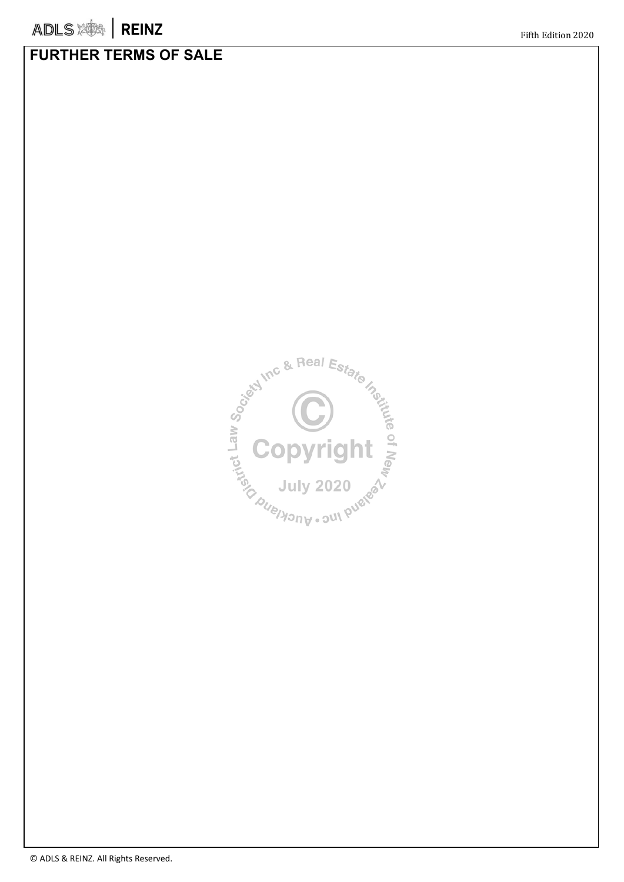# FURTHER TERMS OF SALE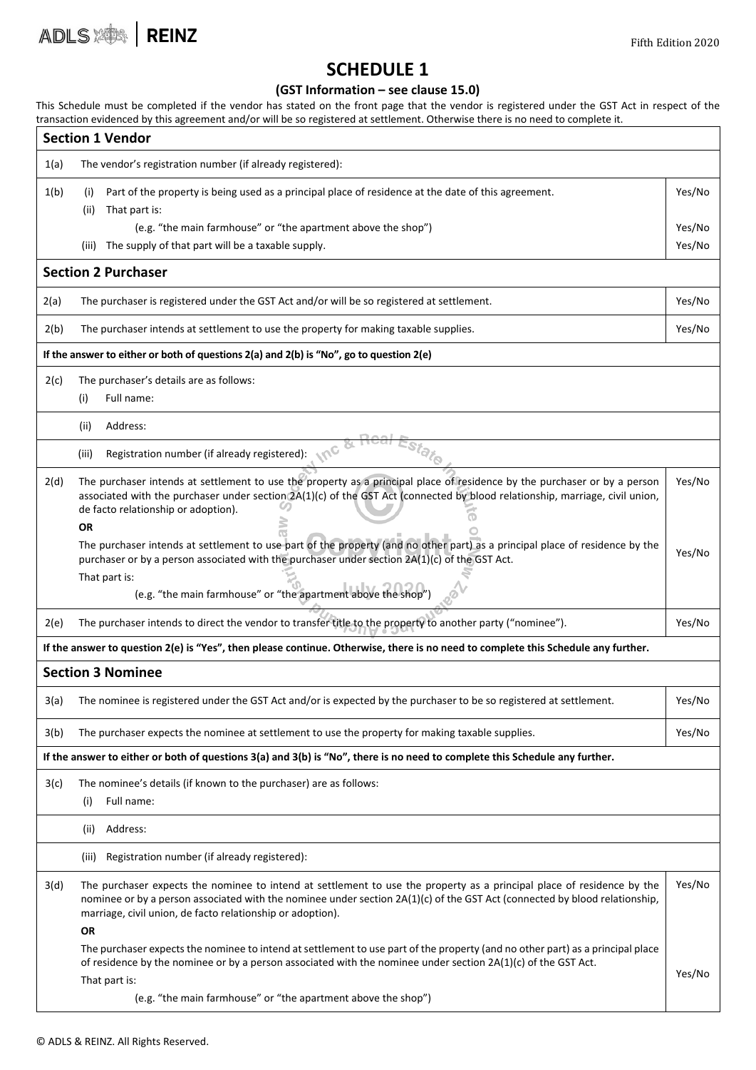# SCHEDULE 1

**(GST Information – see clause 15.0)**

This Schedule must be completed if the vendor has stated on the front page that the vendor is registered under the GST Act in respect of the transaction evidenced by this agreement and/or will be so registered at settlement. Otherwise there is no need to complete it.

| **Section 1 Vendor** | | |
|---|---|---|
| 1(a) | The vendor's registration number (if already registered): | |
| 1(b) | (i) Part of the property is being used as a principal place of residence at the date of this agreement. | Yes/No |
| | (ii) That part is: (e.g. "the main farmhouse" or "the apartment above the shop") | Yes/No |
| | (iii) The supply of that part will be a taxable supply. | Yes/No |
| **Section 2 Purchaser** | | |
| 2(a) | The purchaser is registered under the GST Act and/or will be so registered at settlement. | Yes/No |
| 2(b) | The purchaser intends at settlement to use the property for making taxable supplies. | Yes/No |
| **If the answer to either or both of questions 2(a) and 2(b) is "No", go to question 2(e)** | | |
| 2(c) | The purchaser's details are as follows: (i) Full name: | |
| | (ii) Address: | |
| | (iii) Registration number (if already registered): | |
| 2(d) | The purchaser intends at settlement to use the property as a principal place of residence by the purchaser or by a person associated with the purchaser under section 2A(1)(c) of the GST Act (connected by blood relationship, marriage, civil union, de facto relationship or adoption). | Yes/No |
| | **OR** The purchaser intends at settlement to use part of the property (and no other part) as a principal place of residence by the purchaser or by a person associated with the purchaser under section 2A(1)(c) of the GST Act. That part is: (e.g. "the main farmhouse" or "the apartment above the shop") | Yes/No |
| 2(e) | The purchaser intends to direct the vendor to transfer title to the property to another party ("nominee"). | Yes/No |
| **If the answer to question 2(e) is "Yes", then please continue. Otherwise, there is no need to complete this Schedule any further.** | | |
| **Section 3 Nominee** | | |
| 3(a) | The nominee is registered under the GST Act and/or is expected by the purchaser to be so registered at settlement. | Yes/No |
| 3(b) | The purchaser expects the nominee at settlement to use the property for making taxable supplies. | Yes/No |
| **If the answer to either or both of questions 3(a) and 3(b) is "No", there is no need to complete this Schedule any further.** | | |
| 3(c) | The nominee's details (if known to the purchaser) are as follows: (i) Full name: | |
| | (ii) Address: | |
| | (iii) Registration number (if already registered): | |
| 3(d) | The purchaser expects the nominee to intend at settlement to use the property as a principal place of residence by the nominee or by a person associated with the nominee under section 2A(1)(c) of the GST Act (connected by blood relationship, marriage, civil union, de facto relationship or adoption). | Yes/No |
| | **OR** The purchaser expects the nominee to intend at settlement to use part of the property (and no other part) as a principal place of residence by the nominee or by a person associated with the nominee under section 2A(1)(c) of the GST Act. That part is: (e.g. "the main farmhouse" or "the apartment above the shop") | Yes/No |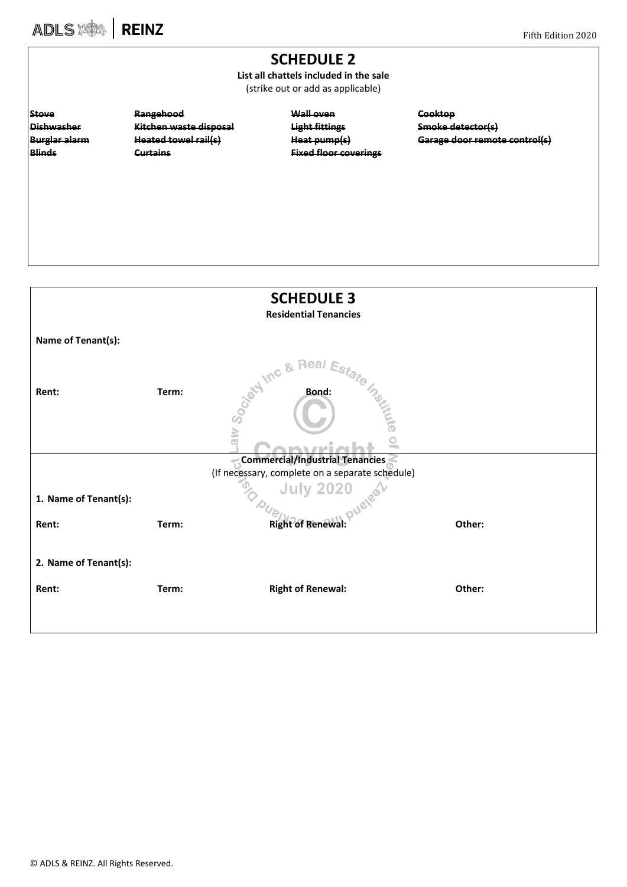## SCHEDULE 2

**List all chattels included in the sale**

(strike out or add as applicable)

| | | | |
|---|---|---|---|
| ~~**Stove**~~ | ~~**Rangehood**~~ | ~~**Wall oven**~~ | ~~**Cooktop**~~ |
| ~~**Dishwasher**~~ | ~~**Kitchen waste disposal**~~ | ~~**Light fittings**~~ | ~~**Smoke detector(s)**~~ |
| ~~**Burglar alarm**~~ | ~~**Heated towel rail(s)**~~ | ~~**Heat pump(s)**~~ | ~~**Garage door remote control(s)**~~ |
| ~~**Blinds**~~ | ~~**Curtains**~~ | ~~**Fixed floor coverings**~~ | |

## SCHEDULE 3

**Residential Tenancies**

**Name of Tenant(s):**

**Rent:** **Term:** **Bond:**

**Commercial/Industrial Tenancies**

(If necessary, complete on a separate schedule)

**1. Name of Tenant(s):**

**Rent:** **Term:** **Right of Renewal:** **Other:**

**2. Name of Tenant(s):**

**Rent:** **Term:** **Right of Renewal:** **Other:**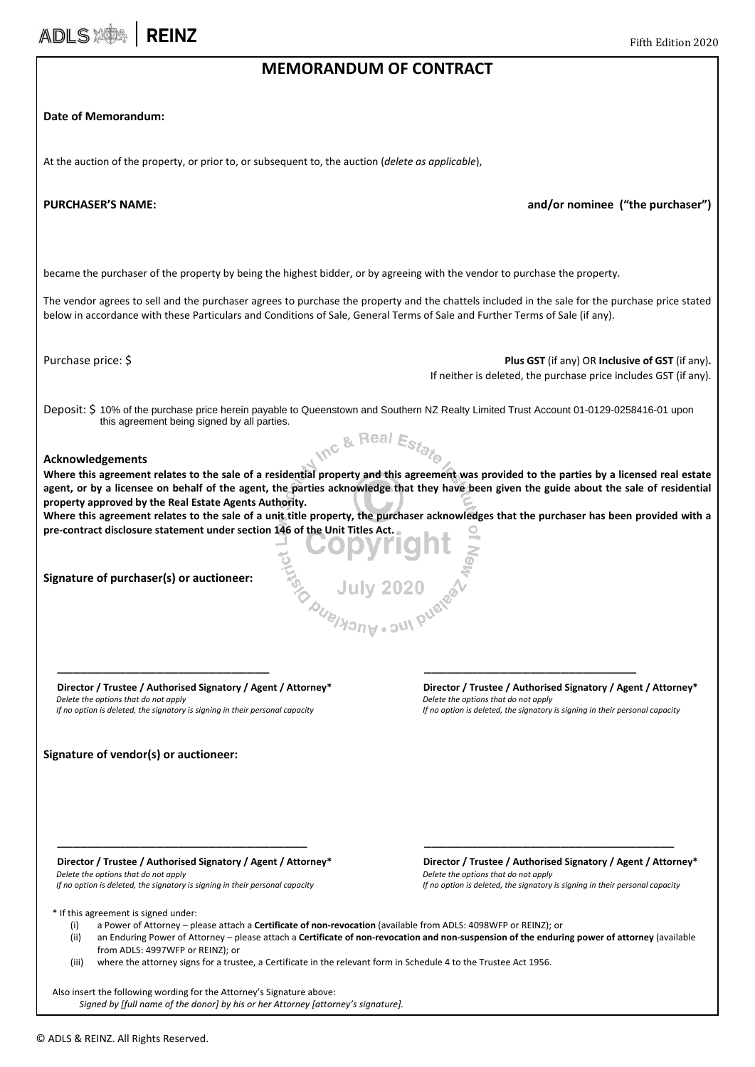ADLS | REINZ

Fifth Edition 2020

# MEMORANDUM OF CONTRACT

**Date of Memorandum:**

At the auction of the property, or prior to, or subsequent to, the auction (*delete as applicable*),

**PURCHASER'S NAME:** **and/or nominee ("the purchaser")**

became the purchaser of the property by being the highest bidder, or by agreeing with the vendor to purchase the property.

The vendor agrees to sell and the purchaser agrees to purchase the property and the chattels included in the sale for the purchase price stated below in accordance with these Particulars and Conditions of Sale, General Terms of Sale and Further Terms of Sale (if any).

Purchase price: $ **Plus GST** (if any) OR **Inclusive of GST** (if any)**.**
If neither is deleted, the purchase price includes GST (if any).

Deposit: $ 10% of the purchase price herein payable to Queenstown and Southern NZ Realty Limited Trust Account 01-0129-0258416-01 upon this agreement being signed by all parties.

**Acknowledgements**

**Where this agreement relates to the sale of a residential property and this agreement was provided to the parties by a licensed real estate agent, or by a licensee on behalf of the agent, the parties acknowledge that they have been given the guide about the sale of residential property approved by the Real Estate Agents Authority.**

**Where this agreement relates to the sale of a unit title property, the purchaser acknowledges that the purchaser has been provided with a pre-contract disclosure statement under section 146 of the Unit Titles Act.**

**Signature of purchaser(s) or auctioneer:**

\_\_\_\_\_\_\_\_\_\_\_\_\_\_\_\_\_\_\_\_\_\_\_\_\_\_\_\_\_\_\_\_\_\_\_\_
**Director / Trustee / Authorised Signatory / Agent / Attorney***
*Delete the options that do not apply*
*If no option is deleted, the signatory is signing in their personal capacity*

\_\_\_\_\_\_\_\_\_\_\_\_\_\_\_\_\_\_\_\_\_\_\_\_\_\_\_\_\_\_\_\_\_\_\_\_
**Director / Trustee / Authorised Signatory / Agent / Attorney***
*Delete the options that do not apply*
*If no option is deleted, the signatory is signing in their personal capacity*

**Signature of vendor(s) or auctioneer:**

\_\_\_\_\_\_\_\_\_\_\_\_\_\_\_\_\_\_\_\_\_\_\_\_\_\_\_\_\_\_\_\_\_\_\_\_
**Director / Trustee / Authorised Signatory / Agent / Attorney***
*Delete the options that do not apply*
*If no option is deleted, the signatory is signing in their personal capacity*

\_\_\_\_\_\_\_\_\_\_\_\_\_\_\_\_\_\_\_\_\_\_\_\_\_\_\_\_\_\_\_\_\_\_\_\_
**Director / Trustee / Authorised Signatory / Agent / Attorney***
*Delete the options that do not apply*
*If no option is deleted, the signatory is signing in their personal capacity*

\* If this agreement is signed under:

(i) a Power of Attorney – please attach a **Certificate of non-revocation** (available from ADLS: 4098WFP or REINZ); or
(ii) an Enduring Power of Attorney – please attach a **Certificate of non-revocation and non-suspension of the enduring power of attorney** (available from ADLS: 4997WFP or REINZ); or
(iii) where the attorney signs for a trustee, a Certificate in the relevant form in Schedule 4 to the Trustee Act 1956.

Also insert the following wording for the Attorney's Signature above:
*Signed by [full name of the donor] by his or her Attorney [attorney's signature].*

© ADLS & REINZ. All Rights Reserved.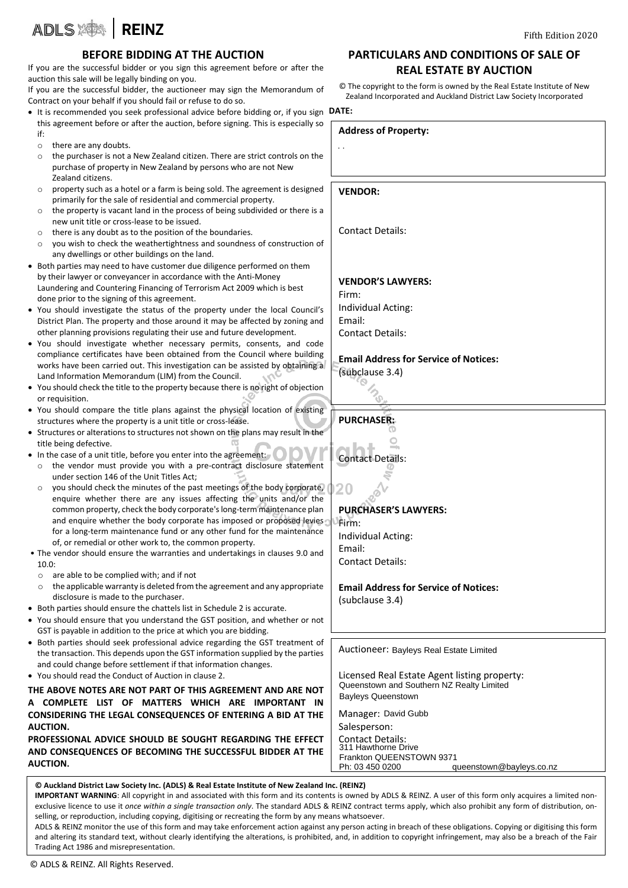ADLS | REINZ

Fifth Edition 2020

## BEFORE BIDDING AT THE AUCTION

If you are the successful bidder or you sign this agreement before or after the auction this sale will be legally binding on you.

If you are the successful bidder, the auctioneer may sign the Memorandum of Contract on your behalf if you should fail or refuse to do so.

- It is recommended you seek professional advice before bidding or, if you sign this agreement before or after the auction, before signing. This is especially so if:
  - there are any doubts.
  - the purchaser is not a New Zealand citizen. There are strict controls on the purchase of property in New Zealand by persons who are not New Zealand citizens.
  - property such as a hotel or a farm is being sold. The agreement is designed primarily for the sale of residential and commercial property.
  - the property is vacant land in the process of being subdivided or there is a new unit title or cross-lease to be issued.
  - there is any doubt as to the position of the boundaries.
  - you wish to check the weathertightness and soundness of construction of any dwellings or other buildings on the land.
- Both parties may need to have customer due diligence performed on them by their lawyer or conveyancer in accordance with the Anti-Money Laundering and Countering Financing of Terrorism Act 2009 which is best done prior to the signing of this agreement.
- You should investigate the status of the property under the local Council's District Plan. The property and those around it may be affected by zoning and other planning provisions regulating their use and future development.
- You should investigate whether necessary permits, consents, and code compliance certificates have been obtained from the Council where building works have been carried out. This investigation can be assisted by obtaining a Land Information Memorandum (LIM) from the Council.
- You should check the title to the property because there is no right of objection or requisition.
- You should compare the title plans against the physical location of existing structures where the property is a unit title or cross-lease.
- Structures or alterations to structures not shown on the plans may result in the title being defective.
- In the case of a unit title, before you enter into the agreement:
  - the vendor must provide you with a pre-contract disclosure statement under section 146 of the Unit Titles Act;
  - you should check the minutes of the past meetings of the body corporate, enquire whether there are any issues affecting the units and/or the common property, check the body corporate's long-term maintenance plan and enquire whether the body corporate has imposed or proposed levies for a long-term maintenance fund or any other fund for the maintenance of, or remedial or other work to, the common property.
- The vendor should ensure the warranties and undertakings in clauses 9.0 and 10.0:
  - are able to be complied with; and if not
  - the applicable warranty is deleted from the agreement and any appropriate disclosure is made to the purchaser.
- Both parties should ensure the chattels list in Schedule 2 is accurate.
- You should ensure that you understand the GST position, and whether or not GST is payable in addition to the price at which you are bidding.
- Both parties should seek professional advice regarding the GST treatment of the transaction. This depends upon the GST information supplied by the parties and could change before settlement if that information changes.
- You should read the Conduct of Auction in clause 2.

**THE ABOVE NOTES ARE NOT PART OF THIS AGREEMENT AND ARE NOT A COMPLETE LIST OF MATTERS WHICH ARE IMPORTANT IN CONSIDERING THE LEGAL CONSEQUENCES OF ENTERING A BID AT THE AUCTION.**

**PROFESSIONAL ADVICE SHOULD BE SOUGHT REGARDING THE EFFECT AND CONSEQUENCES OF BECOMING THE SUCCESSFUL BIDDER AT THE AUCTION.**

## PARTICULARS AND CONDITIONS OF SALE OF REAL ESTATE BY AUCTION

© The copyright to the form is owned by the Real Estate Institute of New Zealand Incorporated and Auckland District Law Society Incorporated

**DATE:**

**Address of Property:**

. .

**VENDOR:**

Contact Details:

**VENDOR'S LAWYERS:**

Firm:

Individual Acting:

Email:

Contact Details:

**Email Address for Service of Notices:**
(subclause 3.4)

**PURCHASER:**

Contact Details:

**PURCHASER'S LAWYERS:**

Firm:

Individual Acting:

Email:

Contact Details:

**Email Address for Service of Notices:**
(subclause 3.4)

Auctioneer: Bayleys Real Estate Limited

Licensed Real Estate Agent listing property:
Queenstown and Southern NZ Realty Limited
Bayleys Queenstown

Manager: David Gubb

Salesperson:

Contact Details:
311 Hawthorne Drive
Frankton QUEENSTOWN 9371
Ph: 03 450 0200 queenstown@bayleys.co.nz

**© Auckland District Law Society Inc. (ADLS) & Real Estate Institute of New Zealand Inc. (REINZ)**

**IMPORTANT WARNING**: All copyright in and associated with this form and its contents is owned by ADLS & REINZ. A user of this form only acquires a limited non-exclusive licence to use it *once within a single transaction only*. The standard ADLS & REINZ contract terms apply, which also prohibit any form of distribution, on-selling, or reproduction, including copying, digitising or recreating the form by any means whatsoever.

ADLS & REINZ monitor the use of this form and may take enforcement action against any person acting in breach of these obligations. Copying or digitising this form and altering its standard text, without clearly identifying the alterations, is prohibited, and, in addition to copyright infringement, may also be a breach of the Fair Trading Act 1986 and misrepresentation.

© ADLS & REINZ. All Rights Reserved.